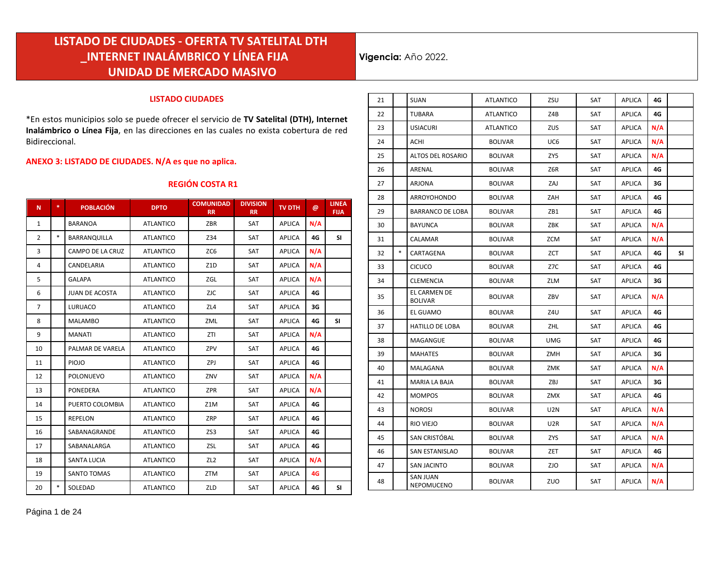# LISTADO DE CIUDADES - OFERTA TV SATELITAL DTH _INTERNET INALÁMBRICO Y LÍNEA FIJA UNIDAD DE MERCADO MASIVO

**Vigencia:** Año 2022.

## LISTADO CIUDADES

*En estos municipios solo se puede ofrecer el servicio de **TV Satelital (DTH), Internet Inalámbrico o Línea Fija**, en las direcciones en las cuales no exista cobertura de red Bidireccional.

**ANEXO 3: LISTADO DE CIUDADES. N/A es que no aplica.**

### REGIÓN COSTA R1

| N | * | POBLACIÓN | DPTO | COMUNIDAD RR | DIVISION RR | TV DTH | @ | LINEA FIJA |
|---|---|---|---|---|---|---|---|---|
| 1 | | BARANOA | ATLANTICO | ZBR | SAT | APLICA | N/A | |
| 2 | * | BARRANQUILLA | ATLANTICO | Z34 | SAT | APLICA | 4G | SI |
| 3 | | CAMPO DE LA CRUZ | ATLANTICO | ZC6 | SAT | APLICA | N/A | |
| 4 | | CANDELARIA | ATLANTICO | Z1D | SAT | APLICA | N/A | |
| 5 | | GALAPA | ATLANTICO | ZGL | SAT | APLICA | N/A | |
| 6 | | JUAN DE ACOSTA | ATLANTICO | ZJC | SAT | APLICA | 4G | |
| 7 | | LURUACO | ATLANTICO | ZL4 | SAT | APLICA | 3G | |
| 8 | | MALAMBO | ATLANTICO | ZML | SAT | APLICA | 4G | SI |
| 9 | | MANATI | ATLANTICO | ZTI | SAT | APLICA | N/A | |
| 10 | | PALMAR DE VARELA | ATLANTICO | ZPV | SAT | APLICA | 4G | |
| 11 | | PIOJO | ATLANTICO | ZPJ | SAT | APLICA | 4G | |
| 12 | | POLONUEVO | ATLANTICO | ZNV | SAT | APLICA | N/A | |
| 13 | | PONEDERA | ATLANTICO | ZPR | SAT | APLICA | N/A | |
| 14 | | PUERTO COLOMBIA | ATLANTICO | Z1M | SAT | APLICA | 4G | |
| 15 | | REPELON | ATLANTICO | ZRP | SAT | APLICA | 4G | |
| 16 | | SABANAGRANDE | ATLANTICO | ZS3 | SAT | APLICA | 4G | |
| 17 | | SABANALARGA | ATLANTICO | ZSL | SAT | APLICA | 4G | |
| 18 | | SANTA LUCIA | ATLANTICO | ZL2 | SAT | APLICA | N/A | |
| 19 | | SANTO TOMAS | ATLANTICO | ZTM | SAT | APLICA | 4G | |
| 20 | * | SOLEDAD | ATLANTICO | ZLD | SAT | APLICA | 4G | SI |
| 21 | | SUAN | ATLANTICO | ZSU | SAT | APLICA | 4G | |
| 22 | | TUBARA | ATLANTICO | Z4B | SAT | APLICA | 4G | |
| 23 | | USIACURI | ATLANTICO | ZUS | SAT | APLICA | N/A | |
| 24 | | ACHI | BOLIVAR | UC6 | SAT | APLICA | N/A | |
| 25 | | ALTOS DEL ROSARIO | BOLIVAR | ZY5 | SAT | APLICA | N/A | |
| 26 | | ARENAL | BOLIVAR | Z6R | SAT | APLICA | 4G | |
| 27 | | ARJONA | BOLIVAR | ZAJ | SAT | APLICA | 3G | |
| 28 | | ARROYOHONDO | BOLIVAR | ZAH | SAT | APLICA | 4G | |
| 29 | | BARRANCO DE LOBA | BOLIVAR | ZB1 | SAT | APLICA | 4G | |
| 30 | | BAYUNCA | BOLIVAR | ZBK | SAT | APLICA | N/A | |
| 31 | | CALAMAR | BOLIVAR | ZCM | SAT | APLICA | N/A | |
| 32 | * | CARTAGENA | BOLIVAR | ZCT | SAT | APLICA | 4G | SI |
| 33 | | CICUCO | BOLIVAR | Z7C | SAT | APLICA | 4G | |
| 34 | | CLEMENCIA | BOLIVAR | ZLM | SAT | APLICA | 3G | |
| 35 | | EL CARMEN DE BOLIVAR | BOLIVAR | ZBV | SAT | APLICA | N/A | |
| 36 | | EL GUAMO | BOLIVAR | Z4U | SAT | APLICA | 4G | |
| 37 | | HATILLO DE LOBA | BOLIVAR | ZHL | SAT | APLICA | 4G | |
| 38 | | MAGANGUE | BOLIVAR | UMG | SAT | APLICA | 4G | |
| 39 | | MAHATES | BOLIVAR | ZMH | SAT | APLICA | 3G | |
| 40 | | MALAGANA | BOLIVAR | ZMK | SAT | APLICA | N/A | |
| 41 | | MARIA LA BAJA | BOLIVAR | ZBJ | SAT | APLICA | 3G | |
| 42 | | MOMPOS | BOLIVAR | ZMX | SAT | APLICA | 4G | |
| 43 | | NOROSI | BOLIVAR | U2N | SAT | APLICA | N/A | |
| 44 | | RIO VIEJO | BOLIVAR | U2R | SAT | APLICA | N/A | |
| 45 | | SAN CRISTÓBAL | BOLIVAR | ZYS | SAT | APLICA | N/A | |
| 46 | | SAN ESTANISLAO | BOLIVAR | ZET | SAT | APLICA | 4G | |
| 47 | | SAN JACINTO | BOLIVAR | ZJO | SAT | APLICA | N/A | |
| 48 | | SAN JUAN NEPOMUCENO | BOLIVAR | ZUO | SAT | APLICA | N/A | |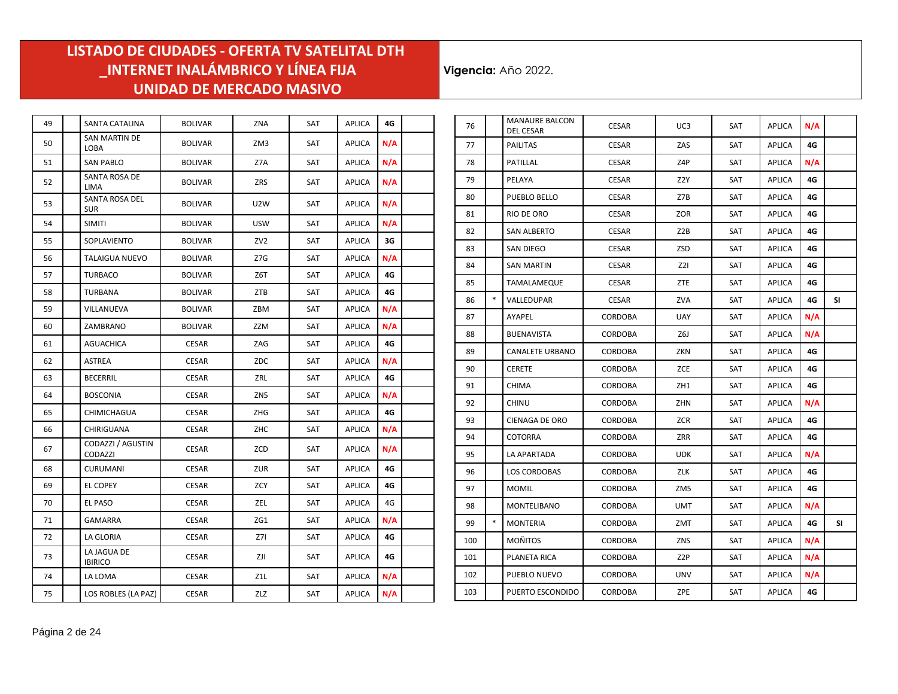# LISTADO DE CIUDADES - OFERTA TV SATELITAL DTH _INTERNET INALÁMBRICO Y LÍNEA FIJA UNIDAD DE MERCADO MASIVO

**Vigencia:** Año 2022.

| | | | | | | | | |
|---|---|---|---|---|---|---|---|---|
| 49 | | SANTA CATALINA | BOLIVAR | ZNA | SAT | APLICA | 4G | |
| 50 | | SAN MARTIN DE LOBA | BOLIVAR | ZM3 | SAT | APLICA | N/A | |
| 51 | | SAN PABLO | BOLIVAR | Z7A | SAT | APLICA | N/A | |
| 52 | | SANTA ROSA DE LIMA | BOLIVAR | ZRS | SAT | APLICA | N/A | |
| 53 | | SANTA ROSA DEL SUR | BOLIVAR | U2W | SAT | APLICA | N/A | |
| 54 | | SIMITI | BOLIVAR | USW | SAT | APLICA | N/A | |
| 55 | | SOPLAVIENTO | BOLIVAR | ZV2 | SAT | APLICA | 3G | |
| 56 | | TALAIGUA NUEVO | BOLIVAR | Z7G | SAT | APLICA | N/A | |
| 57 | | TURBACO | BOLIVAR | Z6T | SAT | APLICA | 4G | |
| 58 | | TURBANA | BOLIVAR | ZTB | SAT | APLICA | 4G | |
| 59 | | VILLANUEVA | BOLIVAR | ZBM | SAT | APLICA | N/A | |
| 60 | | ZAMBRANO | BOLIVAR | ZZM | SAT | APLICA | N/A | |
| 61 | | AGUACHICA | CESAR | ZAG | SAT | APLICA | 4G | |
| 62 | | ASTREA | CESAR | ZDC | SAT | APLICA | N/A | |
| 63 | | BECERRIL | CESAR | ZRL | SAT | APLICA | 4G | |
| 64 | | BOSCONIA | CESAR | ZN5 | SAT | APLICA | N/A | |
| 65 | | CHIMICHAGUA | CESAR | ZHG | SAT | APLICA | 4G | |
| 66 | | CHIRIGUANA | CESAR | ZHC | SAT | APLICA | N/A | |
| 67 | | CODAZZI / AGUSTIN CODAZZI | CESAR | ZCD | SAT | APLICA | N/A | |
| 68 | | CURUMANI | CESAR | ZUR | SAT | APLICA | 4G | |
| 69 | | EL COPEY | CESAR | ZCY | SAT | APLICA | 4G | |
| 70 | | EL PASO | CESAR | ZEL | SAT | APLICA | 4G | |
| 71 | | GAMARRA | CESAR | ZG1 | SAT | APLICA | N/A | |
| 72 | | LA GLORIA | CESAR | Z7I | SAT | APLICA | 4G | |
| 73 | | LA JAGUA DE IBIRICO | CESAR | ZJI | SAT | APLICA | 4G | |
| 74 | | LA LOMA | CESAR | Z1L | SAT | APLICA | N/A | |
| 75 | | LOS ROBLES (LA PAZ) | CESAR | ZLZ | SAT | APLICA | N/A | |
| 76 | | MANAURE BALCON DEL CESAR | CESAR | UC3 | SAT | APLICA | N/A | |
| 77 | | PAILITAS | CESAR | ZAS | SAT | APLICA | 4G | |
| 78 | | PATILLAL | CESAR | Z4P | SAT | APLICA | N/A | |
| 79 | | PELAYA | CESAR | Z2Y | SAT | APLICA | 4G | |
| 80 | | PUEBLO BELLO | CESAR | Z7B | SAT | APLICA | 4G | |
| 81 | | RIO DE ORO | CESAR | ZOR | SAT | APLICA | 4G | |
| 82 | | SAN ALBERTO | CESAR | Z2B | SAT | APLICA | 4G | |
| 83 | | SAN DIEGO | CESAR | ZSD | SAT | APLICA | 4G | |
| 84 | | SAN MARTIN | CESAR | Z2I | SAT | APLICA | 4G | |
| 85 | | TAMALAMEQUE | CESAR | ZTE | SAT | APLICA | 4G | |
| 86 | * | VALLEDUPAR | CESAR | ZVA | SAT | APLICA | 4G | SI |
| 87 | | AYAPEL | CORDOBA | UAY | SAT | APLICA | N/A | |
| 88 | | BUENAVISTA | CORDOBA | Z6J | SAT | APLICA | N/A | |
| 89 | | CANALETE URBANO | CORDOBA | ZKN | SAT | APLICA | 4G | |
| 90 | | CERETE | CORDOBA | ZCE | SAT | APLICA | 4G | |
| 91 | | CHIMA | CORDOBA | ZH1 | SAT | APLICA | 4G | |
| 92 | | CHINU | CORDOBA | ZHN | SAT | APLICA | N/A | |
| 93 | | CIENAGA DE ORO | CORDOBA | ZCR | SAT | APLICA | 4G | |
| 94 | | COTORRA | CORDOBA | ZRR | SAT | APLICA | 4G | |
| 95 | | LA APARTADA | CORDOBA | UDK | SAT | APLICA | N/A | |
| 96 | | LOS CORDOBAS | CORDOBA | ZLK | SAT | APLICA | 4G | |
| 97 | | MOMIL | CORDOBA | ZM5 | SAT | APLICA | 4G | |
| 98 | | MONTELIBANO | CORDOBA | UMT | SAT | APLICA | N/A | |
| 99 | * | MONTERIA | CORDOBA | ZMT | SAT | APLICA | 4G | SI |
| 100 | | MOÑITOS | CORDOBA | ZNS | SAT | APLICA | N/A | |
| 101 | | PLANETA RICA | CORDOBA | Z2P | SAT | APLICA | N/A | |
| 102 | | PUEBLO NUEVO | CORDOBA | UNV | SAT | APLICA | N/A | |
| 103 | | PUERTO ESCONDIDO | CORDOBA | ZPE | SAT | APLICA | 4G | |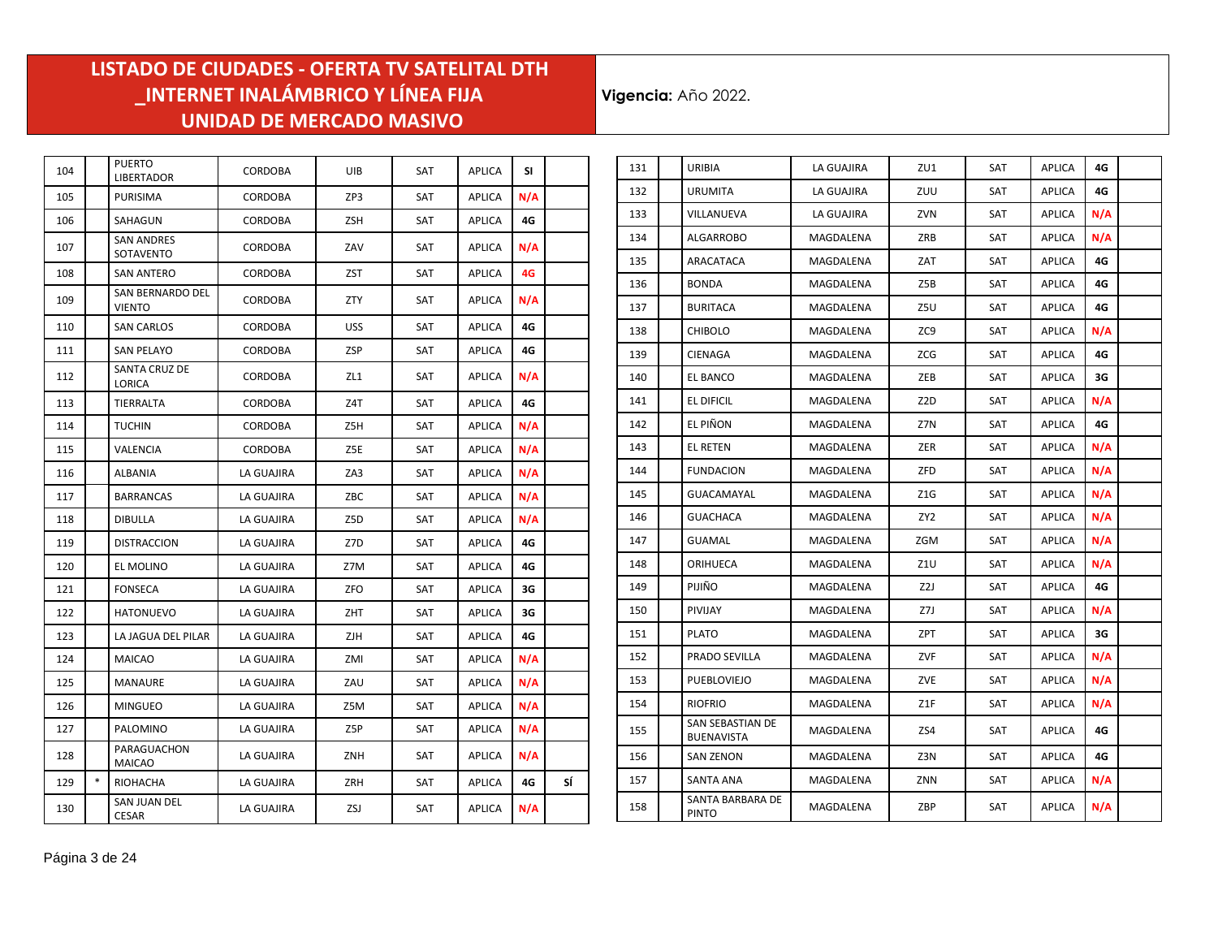# LISTADO DE CIUDADES - OFERTA TV SATELITAL DTH _INTERNET INALÁMBRICO Y LÍNEA FIJA UNIDAD DE MERCADO MASIVO

**Vigencia:** Año 2022.

| | | | | | | | | |
|---|---|---|---|---|---|---|---|---|
| 104 | | PUERTO LIBERTADOR | CORDOBA | UIB | SAT | APLICA | SI | |
| 105 | | PURISIMA | CORDOBA | ZP3 | SAT | APLICA | N/A | |
| 106 | | SAHAGUN | CORDOBA | ZSH | SAT | APLICA | 4G | |
| 107 | | SAN ANDRES SOTAVENTO | CORDOBA | ZAV | SAT | APLICA | N/A | |
| 108 | | SAN ANTERO | CORDOBA | ZST | SAT | APLICA | 4G | |
| 109 | | SAN BERNARDO DEL VIENTO | CORDOBA | ZTY | SAT | APLICA | N/A | |
| 110 | | SAN CARLOS | CORDOBA | USS | SAT | APLICA | 4G | |
| 111 | | SAN PELAYO | CORDOBA | ZSP | SAT | APLICA | 4G | |
| 112 | | SANTA CRUZ DE LORICA | CORDOBA | ZL1 | SAT | APLICA | N/A | |
| 113 | | TIERRALTA | CORDOBA | Z4T | SAT | APLICA | 4G | |
| 114 | | TUCHIN | CORDOBA | Z5H | SAT | APLICA | N/A | |
| 115 | | VALENCIA | CORDOBA | Z5E | SAT | APLICA | N/A | |
| 116 | | ALBANIA | LA GUAJIRA | ZA3 | SAT | APLICA | N/A | |
| 117 | | BARRANCAS | LA GUAJIRA | ZBC | SAT | APLICA | N/A | |
| 118 | | DIBULLA | LA GUAJIRA | Z5D | SAT | APLICA | N/A | |
| 119 | | DISTRACCION | LA GUAJIRA | Z7D | SAT | APLICA | 4G | |
| 120 | | EL MOLINO | LA GUAJIRA | Z7M | SAT | APLICA | 4G | |
| 121 | | FONSECA | LA GUAJIRA | ZFO | SAT | APLICA | 3G | |
| 122 | | HATONUEVO | LA GUAJIRA | ZHT | SAT | APLICA | 3G | |
| 123 | | LA JAGUA DEL PILAR | LA GUAJIRA | ZJH | SAT | APLICA | 4G | |
| 124 | | MAICAO | LA GUAJIRA | ZMI | SAT | APLICA | N/A | |
| 125 | | MANAURE | LA GUAJIRA | ZAU | SAT | APLICA | N/A | |
| 126 | | MINGUEO | LA GUAJIRA | Z5M | SAT | APLICA | N/A | |
| 127 | | PALOMINO | LA GUAJIRA | Z5P | SAT | APLICA | N/A | |
| 128 | | PARAGUACHON MAICAO | LA GUAJIRA | ZNH | SAT | APLICA | N/A | |
| 129 | * | RIOHACHA | LA GUAJIRA | ZRH | SAT | APLICA | 4G | SÍ |
| 130 | | SAN JUAN DEL CESAR | LA GUAJIRA | ZSJ | SAT | APLICA | N/A | |
| 131 | | URIBIA | LA GUAJIRA | ZU1 | SAT | APLICA | 4G | |
| 132 | | URUMITA | LA GUAJIRA | ZUU | SAT | APLICA | 4G | |
| 133 | | VILLANUEVA | LA GUAJIRA | ZVN | SAT | APLICA | N/A | |
| 134 | | ALGARROBO | MAGDALENA | ZRB | SAT | APLICA | N/A | |
| 135 | | ARACATACA | MAGDALENA | ZAT | SAT | APLICA | 4G | |
| 136 | | BONDA | MAGDALENA | Z5B | SAT | APLICA | 4G | |
| 137 | | BURITACA | MAGDALENA | Z5U | SAT | APLICA | 4G | |
| 138 | | CHIBOLO | MAGDALENA | ZC9 | SAT | APLICA | N/A | |
| 139 | | CIENAGA | MAGDALENA | ZCG | SAT | APLICA | 4G | |
| 140 | | EL BANCO | MAGDALENA | ZEB | SAT | APLICA | 3G | |
| 141 | | EL DIFICIL | MAGDALENA | Z2D | SAT | APLICA | N/A | |
| 142 | | EL PIÑON | MAGDALENA | Z7N | SAT | APLICA | 4G | |
| 143 | | EL RETEN | MAGDALENA | ZER | SAT | APLICA | N/A | |
| 144 | | FUNDACION | MAGDALENA | ZFD | SAT | APLICA | N/A | |
| 145 | | GUACAMAYAL | MAGDALENA | Z1G | SAT | APLICA | N/A | |
| 146 | | GUACHACA | MAGDALENA | ZY2 | SAT | APLICA | N/A | |
| 147 | | GUAMAL | MAGDALENA | ZGM | SAT | APLICA | N/A | |
| 148 | | ORIHUECA | MAGDALENA | Z1U | SAT | APLICA | N/A | |
| 149 | | PIJIÑO | MAGDALENA | Z2J | SAT | APLICA | 4G | |
| 150 | | PIVIJAY | MAGDALENA | Z7J | SAT | APLICA | N/A | |
| 151 | | PLATO | MAGDALENA | ZPT | SAT | APLICA | 3G | |
| 152 | | PRADO SEVILLA | MAGDALENA | ZVF | SAT | APLICA | N/A | |
| 153 | | PUEBLOVIEJO | MAGDALENA | ZVE | SAT | APLICA | N/A | |
| 154 | | RIOFRIO | MAGDALENA | Z1F | SAT | APLICA | N/A | |
| 155 | | SAN SEBASTIAN DE BUENAVISTA | MAGDALENA | ZS4 | SAT | APLICA | 4G | |
| 156 | | SAN ZENON | MAGDALENA | Z3N | SAT | APLICA | 4G | |
| 157 | | SANTA ANA | MAGDALENA | ZNN | SAT | APLICA | N/A | |
| 158 | | SANTA BARBARA DE PINTO | MAGDALENA | ZBP | SAT | APLICA | N/A | |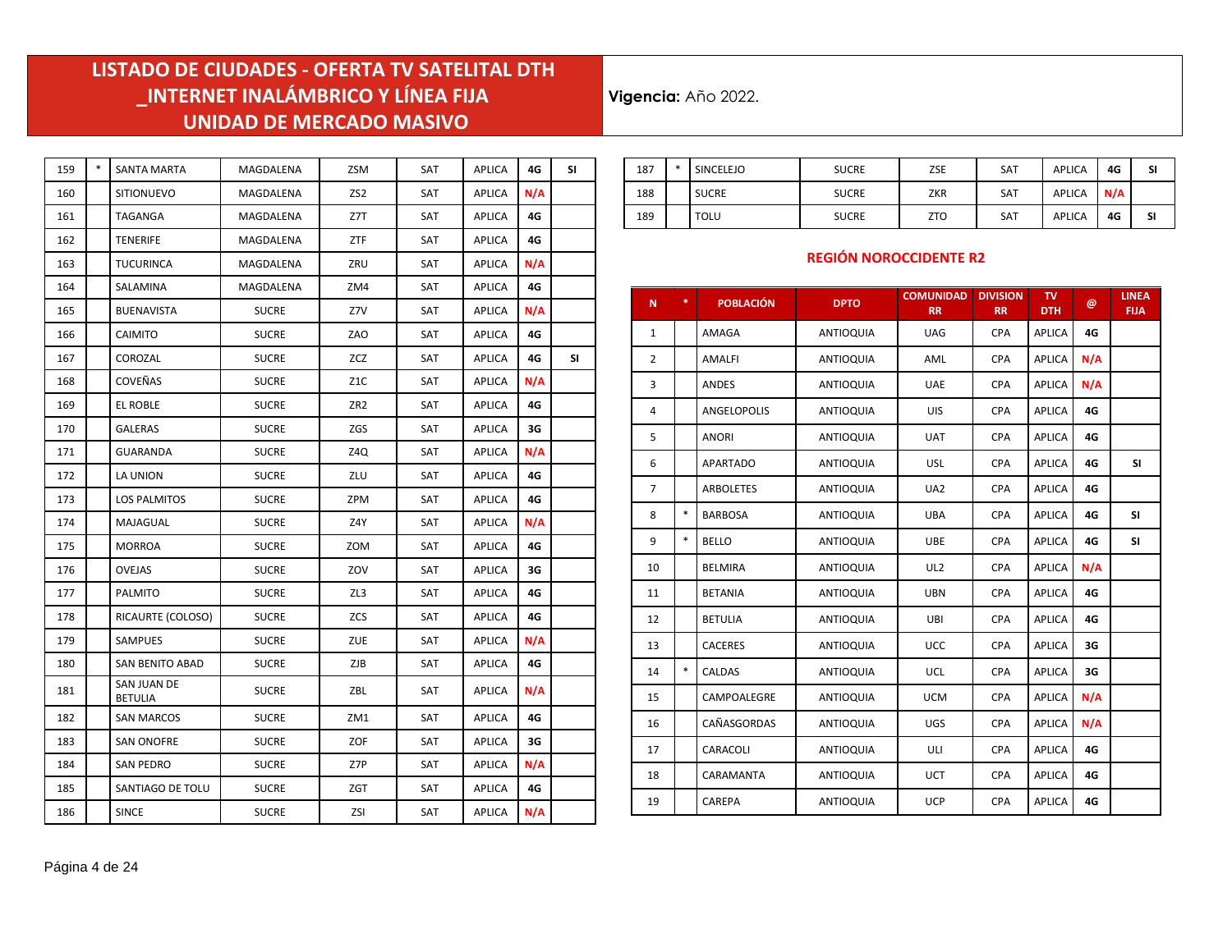# LISTADO DE CIUDADES - OFERTA TV SATELITAL DTH _INTERNET INALÁMBRICO Y LÍNEA FIJA UNIDAD DE MERCADO MASIVO

**Vigencia:** Año 2022.

| | | | | | | | | |
|---|---|---|---|---|---|---|---|---|
| 159 | * | SANTA MARTA | MAGDALENA | ZSM | SAT | APLICA | 4G | SI |
| 160 | | SITIONUEVO | MAGDALENA | ZS2 | SAT | APLICA | N/A | |
| 161 | | TAGANGA | MAGDALENA | Z7T | SAT | APLICA | 4G | |
| 162 | | TENERIFE | MAGDALENA | ZTF | SAT | APLICA | 4G | |
| 163 | | TUCURINCA | MAGDALENA | ZRU | SAT | APLICA | N/A | |
| 164 | | SALAMINA | MAGDALENA | ZM4 | SAT | APLICA | 4G | |
| 165 | | BUENAVISTA | SUCRE | Z7V | SAT | APLICA | N/A | |
| 166 | | CAIMITO | SUCRE | ZAO | SAT | APLICA | 4G | |
| 167 | | COROZAL | SUCRE | ZCZ | SAT | APLICA | 4G | SI |
| 168 | | COVEÑAS | SUCRE | Z1C | SAT | APLICA | N/A | |
| 169 | | EL ROBLE | SUCRE | ZR2 | SAT | APLICA | 4G | |
| 170 | | GALERAS | SUCRE | ZGS | SAT | APLICA | 3G | |
| 171 | | GUARANDA | SUCRE | Z4Q | SAT | APLICA | N/A | |
| 172 | | LA UNION | SUCRE | ZLU | SAT | APLICA | 4G | |
| 173 | | LOS PALMITOS | SUCRE | ZPM | SAT | APLICA | 4G | |
| 174 | | MAJAGUAL | SUCRE | Z4Y | SAT | APLICA | N/A | |
| 175 | | MORROA | SUCRE | ZOM | SAT | APLICA | 4G | |
| 176 | | OVEJAS | SUCRE | ZOV | SAT | APLICA | 3G | |
| 177 | | PALMITO | SUCRE | ZL3 | SAT | APLICA | 4G | |
| 178 | | RICAURTE (COLOSO) | SUCRE | ZCS | SAT | APLICA | 4G | |
| 179 | | SAMPUES | SUCRE | ZUE | SAT | APLICA | N/A | |
| 180 | | SAN BENITO ABAD | SUCRE | ZJB | SAT | APLICA | 4G | |
| 181 | | SAN JUAN DE BETULIA | SUCRE | ZBL | SAT | APLICA | N/A | |
| 182 | | SAN MARCOS | SUCRE | ZM1 | SAT | APLICA | 4G | |
| 183 | | SAN ONOFRE | SUCRE | ZOF | SAT | APLICA | 3G | |
| 184 | | SAN PEDRO | SUCRE | Z7P | SAT | APLICA | N/A | |
| 185 | | SANTIAGO DE TOLU | SUCRE | ZGT | SAT | APLICA | 4G | |
| 186 | | SINCE | SUCRE | ZSI | SAT | APLICA | N/A | |
| 187 | * | SINCELEJO | SUCRE | ZSE | SAT | APLICA | 4G | SI |
| 188 | | SUCRE | SUCRE | ZKR | SAT | APLICA | N/A | |
| 189 | | TOLU | SUCRE | ZTO | SAT | APLICA | 4G | SI |

## REGIÓN NOROCCIDENTE R2

| N | * | POBLACIÓN | DPTO | COMUNIDAD RR | DIVISION RR | TV DTH | @ | LINEA FIJA |
|---|---|---|---|---|---|---|---|---|
| 1 | | AMAGA | ANTIOQUIA | UAG | CPA | APLICA | 4G | |
| 2 | | AMALFI | ANTIOQUIA | AML | CPA | APLICA | N/A | |
| 3 | | ANDES | ANTIOQUIA | UAE | CPA | APLICA | N/A | |
| 4 | | ANGELOPOLIS | ANTIOQUIA | UIS | CPA | APLICA | 4G | |
| 5 | | ANORI | ANTIOQUIA | UAT | CPA | APLICA | 4G | |
| 6 | | APARTADO | ANTIOQUIA | USL | CPA | APLICA | 4G | SI |
| 7 | | ARBOLETES | ANTIOQUIA | UA2 | CPA | APLICA | 4G | |
| 8 | * | BARBOSA | ANTIOQUIA | UBA | CPA | APLICA | 4G | SI |
| 9 | * | BELLO | ANTIOQUIA | UBE | CPA | APLICA | 4G | SI |
| 10 | | BELMIRA | ANTIOQUIA | UL2 | CPA | APLICA | N/A | |
| 11 | | BETANIA | ANTIOQUIA | UBN | CPA | APLICA | 4G | |
| 12 | | BETULIA | ANTIOQUIA | UBI | CPA | APLICA | 4G | |
| 13 | | CACERES | ANTIOQUIA | UCC | CPA | APLICA | 3G | |
| 14 | * | CALDAS | ANTIOQUIA | UCL | CPA | APLICA | 3G | |
| 15 | | CAMPOALEGRE | ANTIOQUIA | UCM | CPA | APLICA | N/A | |
| 16 | | CAÑASGORDAS | ANTIOQUIA | UGS | CPA | APLICA | N/A | |
| 17 | | CARACOLI | ANTIOQUIA | ULI | CPA | APLICA | 4G | |
| 18 | | CARAMANTA | ANTIOQUIA | UCT | CPA | APLICA | 4G | |
| 19 | | CAREPA | ANTIOQUIA | UCP | CPA | APLICA | 4G | |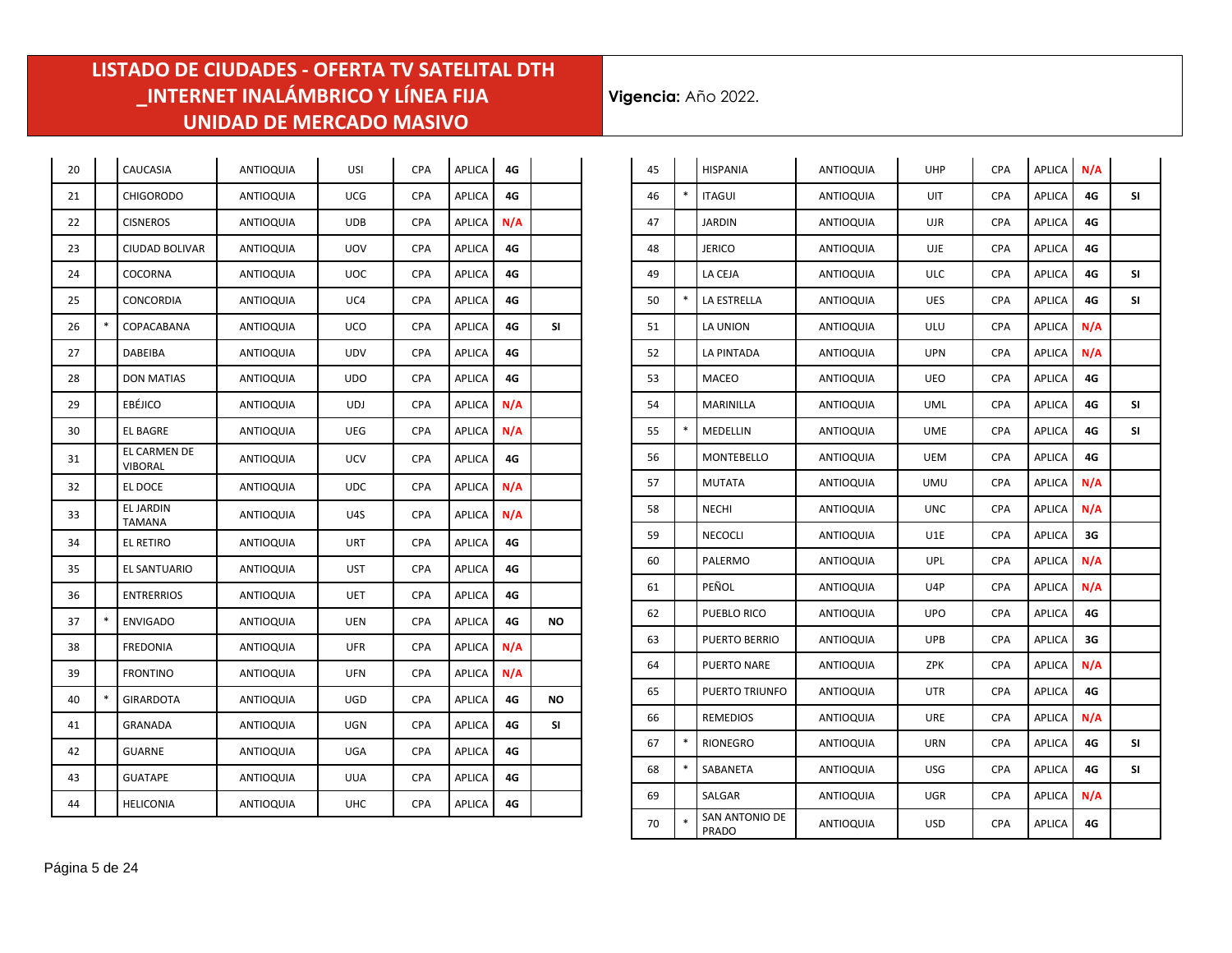# LISTADO DE CIUDADES - OFERTA TV SATELITAL DTH _INTERNET INALÁMBRICO Y LÍNEA FIJA UNIDAD DE MERCADO MASIVO

**Vigencia:** Año 2022.

| | | | | | | | | |
|---|---|---|---|---|---|---|---|---|
| 20 | | CAUCASIA | ANTIOQUIA | USI | CPA | APLICA | 4G | |
| 21 | | CHIGORODO | ANTIOQUIA | UCG | CPA | APLICA | 4G | |
| 22 | | CISNEROS | ANTIOQUIA | UDB | CPA | APLICA | N/A | |
| 23 | | CIUDAD BOLIVAR | ANTIOQUIA | UOV | CPA | APLICA | 4G | |
| 24 | | COCORNA | ANTIOQUIA | UOC | CPA | APLICA | 4G | |
| 25 | | CONCORDIA | ANTIOQUIA | UC4 | CPA | APLICA | 4G | |
| 26 | * | COPACABANA | ANTIOQUIA | UCO | CPA | APLICA | 4G | SI |
| 27 | | DABEIBA | ANTIOQUIA | UDV | CPA | APLICA | 4G | |
| 28 | | DON MATIAS | ANTIOQUIA | UDO | CPA | APLICA | 4G | |
| 29 | | EBÉJICO | ANTIOQUIA | UDJ | CPA | APLICA | N/A | |
| 30 | | EL BAGRE | ANTIOQUIA | UEG | CPA | APLICA | N/A | |
| 31 | | EL CARMEN DE VIBORAL | ANTIOQUIA | UCV | CPA | APLICA | 4G | |
| 32 | | EL DOCE | ANTIOQUIA | UDC | CPA | APLICA | N/A | |
| 33 | | EL JARDIN TAMANA | ANTIOQUIA | U4S | CPA | APLICA | N/A | |
| 34 | | EL RETIRO | ANTIOQUIA | URT | CPA | APLICA | 4G | |
| 35 | | EL SANTUARIO | ANTIOQUIA | UST | CPA | APLICA | 4G | |
| 36 | | ENTRERRIOS | ANTIOQUIA | UET | CPA | APLICA | 4G | |
| 37 | * | ENVIGADO | ANTIOQUIA | UEN | CPA | APLICA | 4G | NO |
| 38 | | FREDONIA | ANTIOQUIA | UFR | CPA | APLICA | N/A | |
| 39 | | FRONTINO | ANTIOQUIA | UFN | CPA | APLICA | N/A | |
| 40 | * | GIRARDOTA | ANTIOQUIA | UGD | CPA | APLICA | 4G | NO |
| 41 | | GRANADA | ANTIOQUIA | UGN | CPA | APLICA | 4G | SI |
| 42 | | GUARNE | ANTIOQUIA | UGA | CPA | APLICA | 4G | |
| 43 | | GUATAPE | ANTIOQUIA | UUA | CPA | APLICA | 4G | |
| 44 | | HELICONIA | ANTIOQUIA | UHC | CPA | APLICA | 4G | |
| 45 | | HISPANIA | ANTIOQUIA | UHP | CPA | APLICA | N/A | |
| 46 | * | ITAGUI | ANTIOQUIA | UIT | CPA | APLICA | 4G | SI |
| 47 | | JARDIN | ANTIOQUIA | UJR | CPA | APLICA | 4G | |
| 48 | | JERICO | ANTIOQUIA | UJE | CPA | APLICA | 4G | |
| 49 | | LA CEJA | ANTIOQUIA | ULC | CPA | APLICA | 4G | SI |
| 50 | * | LA ESTRELLA | ANTIOQUIA | UES | CPA | APLICA | 4G | SI |
| 51 | | LA UNION | ANTIOQUIA | ULU | CPA | APLICA | N/A | |
| 52 | | LA PINTADA | ANTIOQUIA | UPN | CPA | APLICA | N/A | |
| 53 | | MACEO | ANTIOQUIA | UEO | CPA | APLICA | 4G | |
| 54 | | MARINILLA | ANTIOQUIA | UML | CPA | APLICA | 4G | SI |
| 55 | * | MEDELLIN | ANTIOQUIA | UME | CPA | APLICA | 4G | SI |
| 56 | | MONTEBELLO | ANTIOQUIA | UEM | CPA | APLICA | 4G | |
| 57 | | MUTATA | ANTIOQUIA | UMU | CPA | APLICA | N/A | |
| 58 | | NECHI | ANTIOQUIA | UNC | CPA | APLICA | N/A | |
| 59 | | NECOCLI | ANTIOQUIA | U1E | CPA | APLICA | 3G | |
| 60 | | PALERMO | ANTIOQUIA | UPL | CPA | APLICA | N/A | |
| 61 | | PEÑOL | ANTIOQUIA | U4P | CPA | APLICA | N/A | |
| 62 | | PUEBLO RICO | ANTIOQUIA | UPO | CPA | APLICA | 4G | |
| 63 | | PUERTO BERRIO | ANTIOQUIA | UPB | CPA | APLICA | 3G | |
| 64 | | PUERTO NARE | ANTIOQUIA | ZPK | CPA | APLICA | N/A | |
| 65 | | PUERTO TRIUNFO | ANTIOQUIA | UTR | CPA | APLICA | 4G | |
| 66 | | REMEDIOS | ANTIOQUIA | URE | CPA | APLICA | N/A | |
| 67 | * | RIONEGRO | ANTIOQUIA | URN | CPA | APLICA | 4G | SI |
| 68 | * | SABANETA | ANTIOQUIA | USG | CPA | APLICA | 4G | SI |
| 69 | | SALGAR | ANTIOQUIA | UGR | CPA | APLICA | N/A | |
| 70 | * | SAN ANTONIO DE PRADO | ANTIOQUIA | USD | CPA | APLICA | 4G | |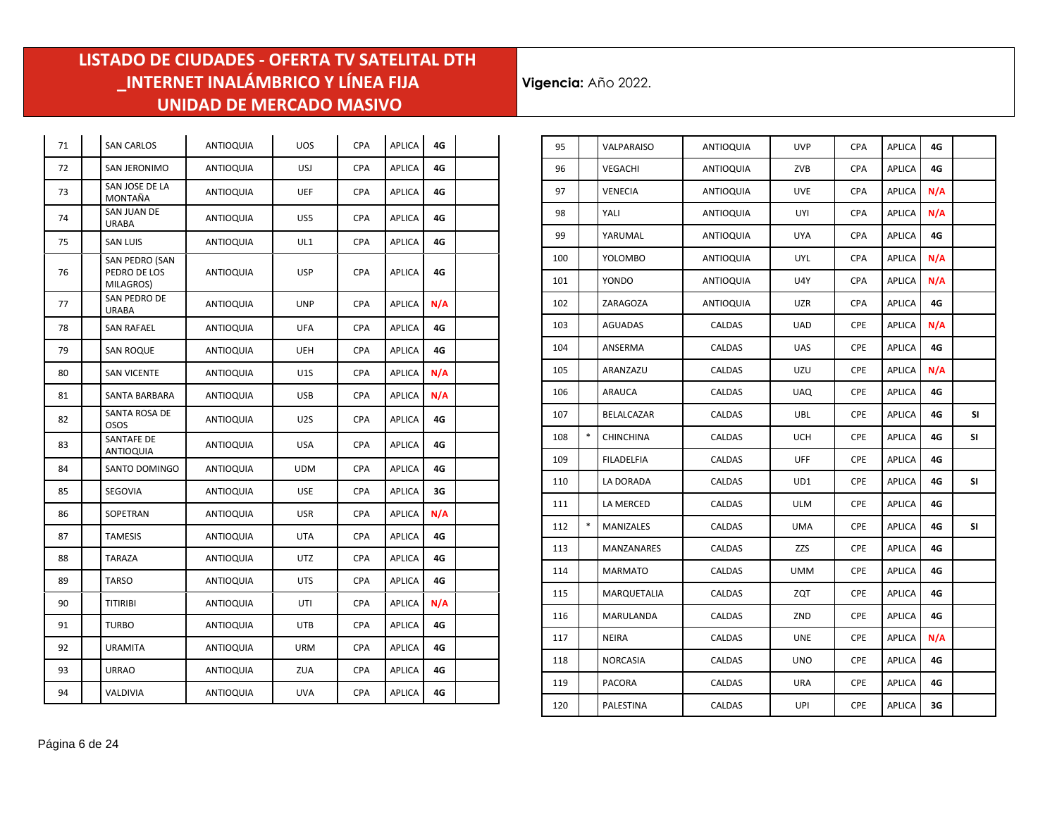# LISTADO DE CIUDADES - OFERTA TV SATELITAL DTH _INTERNET INALÁMBRICO Y LÍNEA FIJA UNIDAD DE MERCADO MASIVO

**Vigencia:** Año 2022.

| | | | | | | | | |
|---|---|---|---|---|---|---|---|---|
| 71 | | SAN CARLOS | ANTIOQUIA | UOS | CPA | APLICA | 4G | |
| 72 | | SAN JERONIMO | ANTIOQUIA | USJ | CPA | APLICA | 4G | |
| 73 | | SAN JOSE DE LA MONTAÑA | ANTIOQUIA | UEF | CPA | APLICA | 4G | |
| 74 | | SAN JUAN DE URABA | ANTIOQUIA | US5 | CPA | APLICA | 4G | |
| 75 | | SAN LUIS | ANTIOQUIA | UL1 | CPA | APLICA | 4G | |
| 76 | | SAN PEDRO (SAN PEDRO DE LOS MILAGROS) | ANTIOQUIA | USP | CPA | APLICA | 4G | |
| 77 | | SAN PEDRO DE URABA | ANTIOQUIA | UNP | CPA | APLICA | N/A | |
| 78 | | SAN RAFAEL | ANTIOQUIA | UFA | CPA | APLICA | 4G | |
| 79 | | SAN ROQUE | ANTIOQUIA | UEH | CPA | APLICA | 4G | |
| 80 | | SAN VICENTE | ANTIOQUIA | U1S | CPA | APLICA | N/A | |
| 81 | | SANTA BARBARA | ANTIOQUIA | USB | CPA | APLICA | N/A | |
| 82 | | SANTA ROSA DE OSOS | ANTIOQUIA | U2S | CPA | APLICA | 4G | |
| 83 | | SANTAFE DE ANTIOQUIA | ANTIOQUIA | USA | CPA | APLICA | 4G | |
| 84 | | SANTO DOMINGO | ANTIOQUIA | UDM | CPA | APLICA | 4G | |
| 85 | | SEGOVIA | ANTIOQUIA | USE | CPA | APLICA | 3G | |
| 86 | | SOPETRAN | ANTIOQUIA | USR | CPA | APLICA | N/A | |
| 87 | | TAMESIS | ANTIOQUIA | UTA | CPA | APLICA | 4G | |
| 88 | | TARAZA | ANTIOQUIA | UTZ | CPA | APLICA | 4G | |
| 89 | | TARSO | ANTIOQUIA | UTS | CPA | APLICA | 4G | |
| 90 | | TITIRIBI | ANTIOQUIA | UTI | CPA | APLICA | N/A | |
| 91 | | TURBO | ANTIOQUIA | UTB | CPA | APLICA | 4G | |
| 92 | | URAMITA | ANTIOQUIA | URM | CPA | APLICA | 4G | |
| 93 | | URRAO | ANTIOQUIA | ZUA | CPA | APLICA | 4G | |
| 94 | | VALDIVIA | ANTIOQUIA | UVA | CPA | APLICA | 4G | |
| 95 | | VALPARAISO | ANTIOQUIA | UVP | CPA | APLICA | 4G | |
| 96 | | VEGACHI | ANTIOQUIA | ZVB | CPA | APLICA | 4G | |
| 97 | | VENECIA | ANTIOQUIA | UVE | CPA | APLICA | N/A | |
| 98 | | YALI | ANTIOQUIA | UYI | CPA | APLICA | N/A | |
| 99 | | YARUMAL | ANTIOQUIA | UYA | CPA | APLICA | 4G | |
| 100 | | YOLOMBO | ANTIOQUIA | UYL | CPA | APLICA | N/A | |
| 101 | | YONDO | ANTIOQUIA | U4Y | CPA | APLICA | N/A | |
| 102 | | ZARAGOZA | ANTIOQUIA | UZR | CPA | APLICA | 4G | |
| 103 | | AGUADAS | CALDAS | UAD | CPE | APLICA | N/A | |
| 104 | | ANSERMA | CALDAS | UAS | CPE | APLICA | 4G | |
| 105 | | ARANZAZU | CALDAS | UZU | CPE | APLICA | N/A | |
| 106 | | ARAUCA | CALDAS | UAQ | CPE | APLICA | 4G | |
| 107 | | BELALCAZAR | CALDAS | UBL | CPE | APLICA | 4G | SI |
| 108 | * | CHINCHINA | CALDAS | UCH | CPE | APLICA | 4G | SI |
| 109 | | FILADELFIA | CALDAS | UFF | CPE | APLICA | 4G | |
| 110 | | LA DORADA | CALDAS | UD1 | CPE | APLICA | 4G | SI |
| 111 | | LA MERCED | CALDAS | ULM | CPE | APLICA | 4G | |
| 112 | * | MANIZALES | CALDAS | UMA | CPE | APLICA | 4G | SI |
| 113 | | MANZANARES | CALDAS | ZZS | CPE | APLICA | 4G | |
| 114 | | MARMATO | CALDAS | UMM | CPE | APLICA | 4G | |
| 115 | | MARQUETALIA | CALDAS | ZQT | CPE | APLICA | 4G | |
| 116 | | MARULANDA | CALDAS | ZND | CPE | APLICA | 4G | |
| 117 | | NEIRA | CALDAS | UNE | CPE | APLICA | N/A | |
| 118 | | NORCASIA | CALDAS | UNO | CPE | APLICA | 4G | |
| 119 | | PACORA | CALDAS | URA | CPE | APLICA | 4G | |
| 120 | | PALESTINA | CALDAS | UPI | CPE | APLICA | 3G | |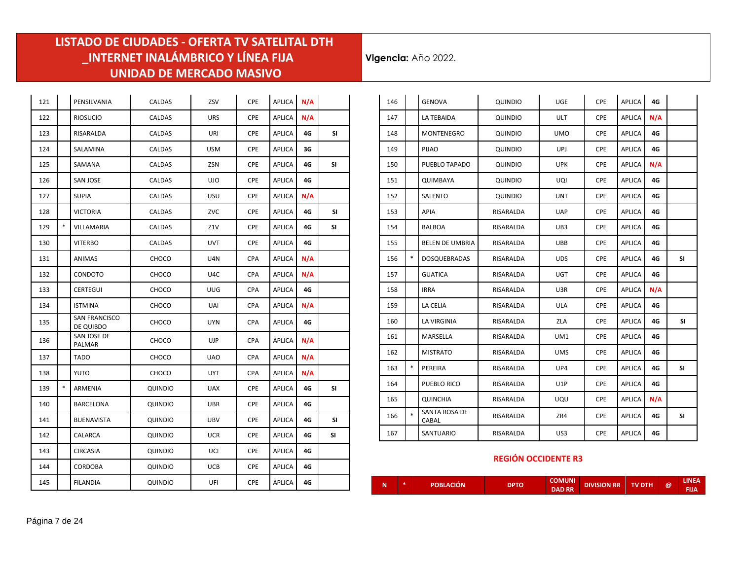# LISTADO DE CIUDADES - OFERTA TV SATELITAL DTH _INTERNET INALÁMBRICO Y LÍNEA FIJA UNIDAD DE MERCADO MASIVO

**Vigencia:** Año 2022.

| N | * | POBLACIÓN | DPTO | COMUNIDAD RR | DIVISION RR | TV DTH | @ | LINEA FIJA |
|---|---|---|---|---|---|---|---|---|
| 121 | | PENSILVANIA | CALDAS | ZSV | CPE | APLICA | N/A | |
| 122 | | RIOSUCIO | CALDAS | URS | CPE | APLICA | N/A | |
| 123 | | RISARALDA | CALDAS | URI | CPE | APLICA | 4G | SI |
| 124 | | SALAMINA | CALDAS | USM | CPE | APLICA | 3G | |
| 125 | | SAMANA | CALDAS | ZSN | CPE | APLICA | 4G | SI |
| 126 | | SAN JOSE | CALDAS | UJO | CPE | APLICA | 4G | |
| 127 | | SUPIA | CALDAS | USU | CPE | APLICA | N/A | |
| 128 | | VICTORIA | CALDAS | ZVC | CPE | APLICA | 4G | SI |
| 129 | * | VILLAMARIA | CALDAS | Z1V | CPE | APLICA | 4G | SI |
| 130 | | VITERBO | CALDAS | UVT | CPE | APLICA | 4G | |
| 131 | | ANIMAS | CHOCO | U4N | CPA | APLICA | N/A | |
| 132 | | CONDOTO | CHOCO | U4C | CPA | APLICA | N/A | |
| 133 | | CERTEGUI | CHOCO | UUG | CPA | APLICA | 4G | |
| 134 | | ISTMINA | CHOCO | UAI | CPA | APLICA | N/A | |
| 135 | | SAN FRANCISCO DE QUIBDO | CHOCO | UYN | CPA | APLICA | 4G | |
| 136 | | SAN JOSE DE PALMAR | CHOCO | UJP | CPA | APLICA | N/A | |
| 137 | | TADO | CHOCO | UAO | CPA | APLICA | N/A | |
| 138 | | YUTO | CHOCO | UYT | CPA | APLICA | N/A | |
| 139 | * | ARMENIA | QUINDIO | UAX | CPE | APLICA | 4G | SI |
| 140 | | BARCELONA | QUINDIO | UBR | CPE | APLICA | 4G | |
| 141 | | BUENAVISTA | QUINDIO | UBV | CPE | APLICA | 4G | SI |
| 142 | | CALARCA | QUINDIO | UCR | CPE | APLICA | 4G | SI |
| 143 | | CIRCASIA | QUINDIO | UCI | CPE | APLICA | 4G | |
| 144 | | CORDOBA | QUINDIO | UCB | CPE | APLICA | 4G | |
| 145 | | FILANDIA | QUINDIO | UFI | CPE | APLICA | 4G | |
| 146 | | GENOVA | QUINDIO | UGE | CPE | APLICA | 4G | |
| 147 | | LA TEBAIDA | QUINDIO | ULT | CPE | APLICA | N/A | |
| 148 | | MONTENEGRO | QUINDIO | UMO | CPE | APLICA | 4G | |
| 149 | | PIJAO | QUINDIO | UPJ | CPE | APLICA | 4G | |
| 150 | | PUEBLO TAPADO | QUINDIO | UPK | CPE | APLICA | N/A | |
| 151 | | QUIMBAYA | QUINDIO | UQI | CPE | APLICA | 4G | |
| 152 | | SALENTO | QUINDIO | UNT | CPE | APLICA | 4G | |
| 153 | | APIA | RISARALDA | UAP | CPE | APLICA | 4G | |
| 154 | | BALBOA | RISARALDA | UB3 | CPE | APLICA | 4G | |
| 155 | | BELEN DE UMBRIA | RISARALDA | UBB | CPE | APLICA | 4G | |
| 156 | * | DOSQUEBRADAS | RISARALDA | UDS | CPE | APLICA | 4G | SI |
| 157 | | GUATICA | RISARALDA | UGT | CPE | APLICA | 4G | |
| 158 | | IRRA | RISARALDA | U3R | CPE | APLICA | N/A | |
| 159 | | LA CELIA | RISARALDA | ULA | CPE | APLICA | 4G | |
| 160 | | LA VIRGINIA | RISARALDA | ZLA | CPE | APLICA | 4G | SI |
| 161 | | MARSELLA | RISARALDA | UM1 | CPE | APLICA | 4G | |
| 162 | | MISTRATO | RISARALDA | UMS | CPE | APLICA | 4G | |
| 163 | * | PEREIRA | RISARALDA | UP4 | CPE | APLICA | 4G | SI |
| 164 | | PUEBLO RICO | RISARALDA | U1P | CPE | APLICA | 4G | |
| 165 | | QUINCHIA | RISARALDA | UQU | CPE | APLICA | N/A | |
| 166 | * | SANTA ROSA DE CABAL | RISARALDA | ZR4 | CPE | APLICA | 4G | SI |
| 167 | | SANTUARIO | RISARALDA | US3 | CPE | APLICA | 4G | |

## REGIÓN OCCIDENTE R3

| N | * | POBLACIÓN | DPTO | COMUNIDAD RR | DIVISION RR | TV DTH | @ | LINEA FIJA |
|---|---|---|---|---|---|---|---|---|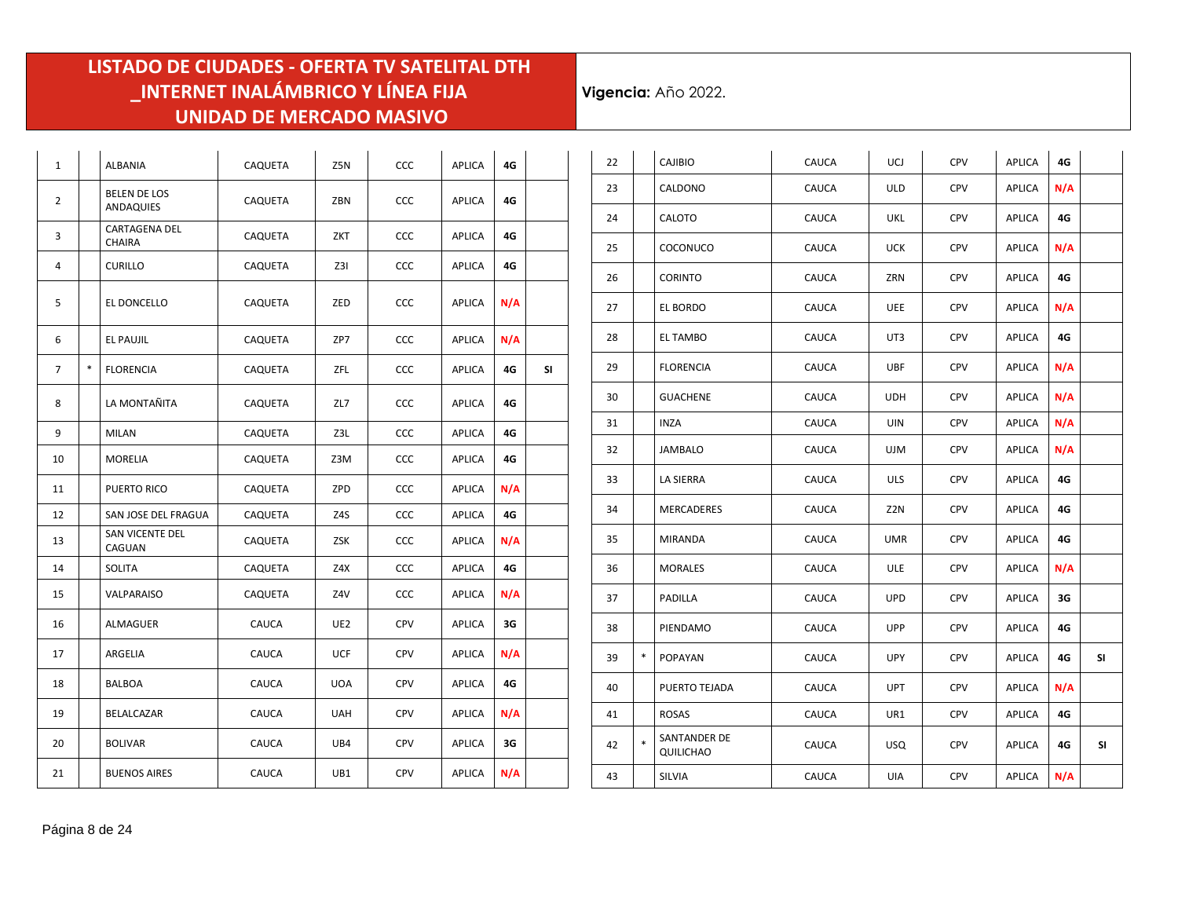# LISTADO DE CIUDADES - OFERTA TV SATELITAL DTH _INTERNET INALÁMBRICO Y LÍNEA FIJA UNIDAD DE MERCADO MASIVO

**Vigencia:** Año 2022.

| | | | | | | | | |
|---|---|---|---|---|---|---|---|---|
| 1 | | ALBANIA | CAQUETA | Z5N | CCC | APLICA | 4G | |
| 2 | | BELEN DE LOS ANDAQUIES | CAQUETA | ZBN | CCC | APLICA | 4G | |
| 3 | | CARTAGENA DEL CHAIRA | CAQUETA | ZKT | CCC | APLICA | 4G | |
| 4 | | CURILLO | CAQUETA | Z3I | CCC | APLICA | 4G | |
| 5 | | EL DONCELLO | CAQUETA | ZED | CCC | APLICA | N/A | |
| 6 | | EL PAUJIL | CAQUETA | ZP7 | CCC | APLICA | N/A | |
| 7 | * | FLORENCIA | CAQUETA | ZFL | CCC | APLICA | 4G | SI |
| 8 | | LA MONTAÑITA | CAQUETA | ZL7 | CCC | APLICA | 4G | |
| 9 | | MILAN | CAQUETA | Z3L | CCC | APLICA | 4G | |
| 10 | | MORELIA | CAQUETA | Z3M | CCC | APLICA | 4G | |
| 11 | | PUERTO RICO | CAQUETA | ZPD | CCC | APLICA | N/A | |
| 12 | | SAN JOSE DEL FRAGUA | CAQUETA | Z4S | CCC | APLICA | 4G | |
| 13 | | SAN VICENTE DEL CAGUAN | CAQUETA | ZSK | CCC | APLICA | N/A | |
| 14 | | SOLITA | CAQUETA | Z4X | CCC | APLICA | 4G | |
| 15 | | VALPARAISO | CAQUETA | Z4V | CCC | APLICA | N/A | |
| 16 | | ALMAGUER | CAUCA | UE2 | CPV | APLICA | 3G | |
| 17 | | ARGELIA | CAUCA | UCF | CPV | APLICA | N/A | |
| 18 | | BALBOA | CAUCA | UOA | CPV | APLICA | 4G | |
| 19 | | BELALCAZAR | CAUCA | UAH | CPV | APLICA | N/A | |
| 20 | | BOLIVAR | CAUCA | UB4 | CPV | APLICA | 3G | |
| 21 | | BUENOS AIRES | CAUCA | UB1 | CPV | APLICA | N/A | |
| 22 | | CAJIBIO | CAUCA | UCJ | CPV | APLICA | 4G | |
| 23 | | CALDONO | CAUCA | ULD | CPV | APLICA | N/A | |
| 24 | | CALOTO | CAUCA | UKL | CPV | APLICA | 4G | |
| 25 | | COCONUCO | CAUCA | UCK | CPV | APLICA | N/A | |
| 26 | | CORINTO | CAUCA | ZRN | CPV | APLICA | 4G | |
| 27 | | EL BORDO | CAUCA | UEE | CPV | APLICA | N/A | |
| 28 | | EL TAMBO | CAUCA | UT3 | CPV | APLICA | 4G | |
| 29 | | FLORENCIA | CAUCA | UBF | CPV | APLICA | N/A | |
| 30 | | GUACHENE | CAUCA | UDH | CPV | APLICA | N/A | |
| 31 | | INZA | CAUCA | UIN | CPV | APLICA | N/A | |
| 32 | | JAMBALO | CAUCA | UJM | CPV | APLICA | N/A | |
| 33 | | LA SIERRA | CAUCA | ULS | CPV | APLICA | 4G | |
| 34 | | MERCADERES | CAUCA | Z2N | CPV | APLICA | 4G | |
| 35 | | MIRANDA | CAUCA | UMR | CPV | APLICA | 4G | |
| 36 | | MORALES | CAUCA | ULE | CPV | APLICA | N/A | |
| 37 | | PADILLA | CAUCA | UPD | CPV | APLICA | 3G | |
| 38 | | PIENDAMO | CAUCA | UPP | CPV | APLICA | 4G | |
| 39 | * | POPAYAN | CAUCA | UPY | CPV | APLICA | 4G | SI |
| 40 | | PUERTO TEJADA | CAUCA | UPT | CPV | APLICA | N/A | |
| 41 | | ROSAS | CAUCA | UR1 | CPV | APLICA | 4G | |
| 42 | * | SANTANDER DE QUILICHAO | CAUCA | USQ | CPV | APLICA | 4G | SI |
| 43 | | SILVIA | CAUCA | UIA | CPV | APLICA | N/A | |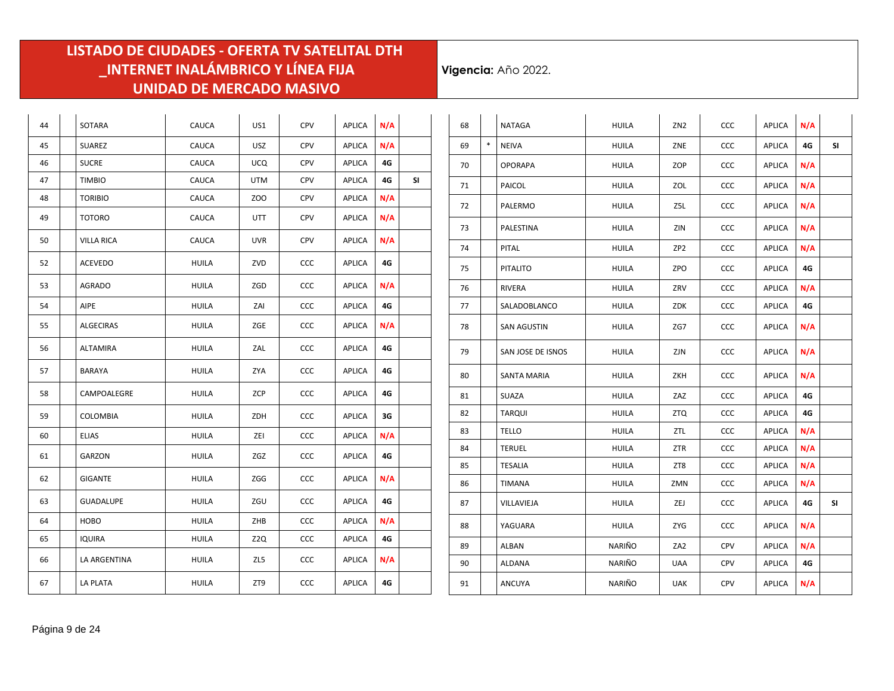# LISTADO DE CIUDADES - OFERTA TV SATELITAL DTH _INTERNET INALÁMBRICO Y LÍNEA FIJA UNIDAD DE MERCADO MASIVO

**Vigencia:** Año 2022.

| | | | | | | | | |
|---|---|---|---|---|---|---|---|---|
| 44 | | SOTARA | CAUCA | US1 | CPV | APLICA | N/A | |
| 45 | | SUAREZ | CAUCA | USZ | CPV | APLICA | N/A | |
| 46 | | SUCRE | CAUCA | UCQ | CPV | APLICA | 4G | |
| 47 | | TIMBIO | CAUCA | UTM | CPV | APLICA | 4G | SI |
| 48 | | TORIBIO | CAUCA | ZOO | CPV | APLICA | N/A | |
| 49 | | TOTORO | CAUCA | UTT | CPV | APLICA | N/A | |
| 50 | | VILLA RICA | CAUCA | UVR | CPV | APLICA | N/A | |
| 52 | | ACEVEDO | HUILA | ZVD | CCC | APLICA | 4G | |
| 53 | | AGRADO | HUILA | ZGD | CCC | APLICA | N/A | |
| 54 | | AIPE | HUILA | ZAI | CCC | APLICA | 4G | |
| 55 | | ALGECIRAS | HUILA | ZGE | CCC | APLICA | N/A | |
| 56 | | ALTAMIRA | HUILA | ZAL | CCC | APLICA | 4G | |
| 57 | | BARAYA | HUILA | ZYA | CCC | APLICA | 4G | |
| 58 | | CAMPOALEGRE | HUILA | ZCP | CCC | APLICA | 4G | |
| 59 | | COLOMBIA | HUILA | ZDH | CCC | APLICA | 3G | |
| 60 | | ELIAS | HUILA | ZEI | CCC | APLICA | N/A | |
| 61 | | GARZON | HUILA | ZGZ | CCC | APLICA | 4G | |
| 62 | | GIGANTE | HUILA | ZGG | CCC | APLICA | N/A | |
| 63 | | GUADALUPE | HUILA | ZGU | CCC | APLICA | 4G | |
| 64 | | HOBO | HUILA | ZHB | CCC | APLICA | N/A | |
| 65 | | IQUIRA | HUILA | Z2Q | CCC | APLICA | 4G | |
| 66 | | LA ARGENTINA | HUILA | ZL5 | CCC | APLICA | N/A | |
| 67 | | LA PLATA | HUILA | ZT9 | CCC | APLICA | 4G | |
| 68 | | NATAGA | HUILA | ZN2 | CCC | APLICA | N/A | |
| 69 | * | NEIVA | HUILA | ZNE | CCC | APLICA | 4G | SI |
| 70 | | OPORAPA | HUILA | ZOP | CCC | APLICA | N/A | |
| 71 | | PAICOL | HUILA | ZOL | CCC | APLICA | N/A | |
| 72 | | PALERMO | HUILA | Z5L | CCC | APLICA | N/A | |
| 73 | | PALESTINA | HUILA | ZIN | CCC | APLICA | N/A | |
| 74 | | PITAL | HUILA | ZP2 | CCC | APLICA | N/A | |
| 75 | | PITALITO | HUILA | ZPO | CCC | APLICA | 4G | |
| 76 | | RIVERA | HUILA | ZRV | CCC | APLICA | N/A | |
| 77 | | SALADOBLANCO | HUILA | ZDK | CCC | APLICA | 4G | |
| 78 | | SAN AGUSTIN | HUILA | ZG7 | CCC | APLICA | N/A | |
| 79 | | SAN JOSE DE ISNOS | HUILA | ZJN | CCC | APLICA | N/A | |
| 80 | | SANTA MARIA | HUILA | ZKH | CCC | APLICA | N/A | |
| 81 | | SUAZA | HUILA | ZAZ | CCC | APLICA | 4G | |
| 82 | | TARQUI | HUILA | ZTQ | CCC | APLICA | 4G | |
| 83 | | TELLO | HUILA | ZTL | CCC | APLICA | N/A | |
| 84 | | TERUEL | HUILA | ZTR | CCC | APLICA | N/A | |
| 85 | | TESALIA | HUILA | ZT8 | CCC | APLICA | N/A | |
| 86 | | TIMANA | HUILA | ZMN | CCC | APLICA | N/A | |
| 87 | | VILLAVIEJA | HUILA | ZEJ | CCC | APLICA | 4G | SI |
| 88 | | YAGUARA | HUILA | ZYG | CCC | APLICA | N/A | |
| 89 | | ALBAN | NARIÑO | ZA2 | CPV | APLICA | N/A | |
| 90 | | ALDANA | NARIÑO | UAA | CPV | APLICA | 4G | |
| 91 | | ANCUYA | NARIÑO | UAK | CPV | APLICA | N/A | |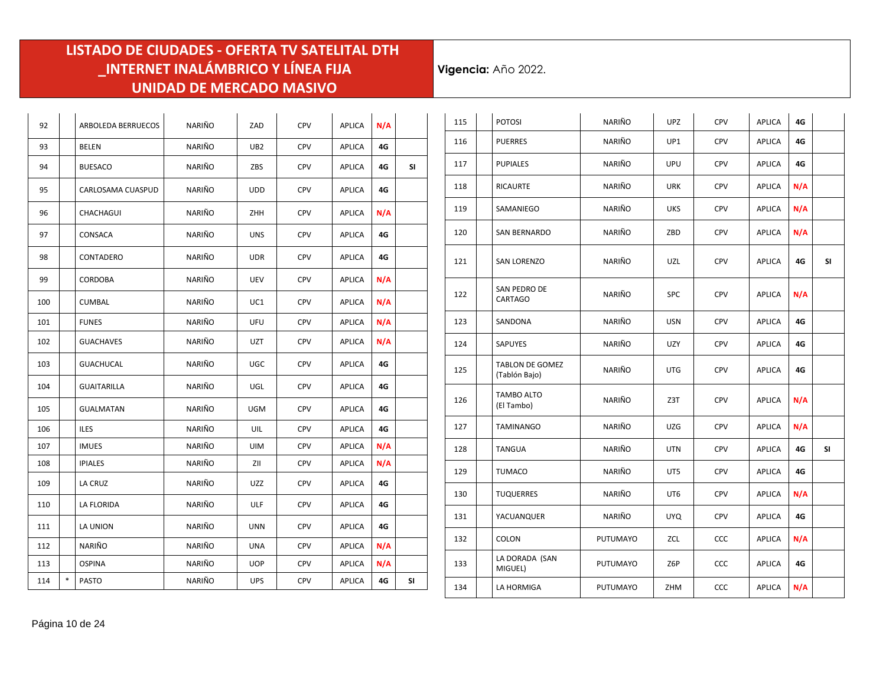# LISTADO DE CIUDADES - OFERTA TV SATELITAL DTH _INTERNET INALÁMBRICO Y LÍNEA FIJA UNIDAD DE MERCADO MASIVO

**Vigencia:** Año 2022.

| | | | | | | | | |
|---|---|---|---|---|---|---|---|---|
| 92 | | ARBOLEDA BERRUECOS | NARIÑO | ZAD | CPV | APLICA | N/A | |
| 93 | | BELEN | NARIÑO | UB2 | CPV | APLICA | 4G | |
| 94 | | BUESACO | NARIÑO | ZBS | CPV | APLICA | 4G | SI |
| 95 | | CARLOSAMA CUASPUD | NARIÑO | UDD | CPV | APLICA | 4G | |
| 96 | | CHACHAGUI | NARIÑO | ZHH | CPV | APLICA | N/A | |
| 97 | | CONSACA | NARIÑO | UNS | CPV | APLICA | 4G | |
| 98 | | CONTADERO | NARIÑO | UDR | CPV | APLICA | 4G | |
| 99 | | CORDOBA | NARIÑO | UEV | CPV | APLICA | N/A | |
| 100 | | CUMBAL | NARIÑO | UC1 | CPV | APLICA | N/A | |
| 101 | | FUNES | NARIÑO | UFU | CPV | APLICA | N/A | |
| 102 | | GUACHAVES | NARIÑO | UZT | CPV | APLICA | N/A | |
| 103 | | GUACHUCAL | NARIÑO | UGC | CPV | APLICA | 4G | |
| 104 | | GUAITARILLA | NARIÑO | UGL | CPV | APLICA | 4G | |
| 105 | | GUALMATAN | NARIÑO | UGM | CPV | APLICA | 4G | |
| 106 | | ILES | NARIÑO | UIL | CPV | APLICA | 4G | |
| 107 | | IMUES | NARIÑO | UIM | CPV | APLICA | N/A | |
| 108 | | IPIALES | NARIÑO | ZII | CPV | APLICA | N/A | |
| 109 | | LA CRUZ | NARIÑO | UZZ | CPV | APLICA | 4G | |
| 110 | | LA FLORIDA | NARIÑO | ULF | CPV | APLICA | 4G | |
| 111 | | LA UNION | NARIÑO | UNN | CPV | APLICA | 4G | |
| 112 | | NARIÑO | NARIÑO | UNA | CPV | APLICA | N/A | |
| 113 | | OSPINA | NARIÑO | UOP | CPV | APLICA | N/A | |
| 114 | * | PASTO | NARIÑO | UPS | CPV | APLICA | 4G | SI |
| 115 | | POTOSI | NARIÑO | UPZ | CPV | APLICA | 4G | |
| 116 | | PUERRES | NARIÑO | UP1 | CPV | APLICA | 4G | |
| 117 | | PUPIALES | NARIÑO | UPU | CPV | APLICA | 4G | |
| 118 | | RICAURTE | NARIÑO | URK | CPV | APLICA | N/A | |
| 119 | | SAMANIEGO | NARIÑO | UKS | CPV | APLICA | N/A | |
| 120 | | SAN BERNARDO | NARIÑO | ZBD | CPV | APLICA | N/A | |
| 121 | | SAN LORENZO | NARIÑO | UZL | CPV | APLICA | 4G | SI |
| 122 | | SAN PEDRO DE CARTAGO | NARIÑO | SPC | CPV | APLICA | N/A | |
| 123 | | SANDONA | NARIÑO | USN | CPV | APLICA | 4G | |
| 124 | | SAPUYES | NARIÑO | UZY | CPV | APLICA | 4G | |
| 125 | | TABLON DE GOMEZ (Tablón Bajo) | NARIÑO | UTG | CPV | APLICA | 4G | |
| 126 | | TAMBO ALTO (El Tambo) | NARIÑO | Z3T | CPV | APLICA | N/A | |
| 127 | | TAMINANGO | NARIÑO | UZG | CPV | APLICA | N/A | |
| 128 | | TANGUA | NARIÑO | UTN | CPV | APLICA | 4G | SI |
| 129 | | TUMACO | NARIÑO | UT5 | CPV | APLICA | 4G | |
| 130 | | TUQUERRES | NARIÑO | UT6 | CPV | APLICA | N/A | |
| 131 | | YACUANQUER | NARIÑO | UYQ | CPV | APLICA | 4G | |
| 132 | | COLON | PUTUMAYO | ZCL | CCC | APLICA | N/A | |
| 133 | | LA DORADA (SAN MIGUEL) | PUTUMAYO | Z6P | CCC | APLICA | 4G | |
| 134 | | LA HORMIGA | PUTUMAYO | ZHM | CCC | APLICA | N/A | |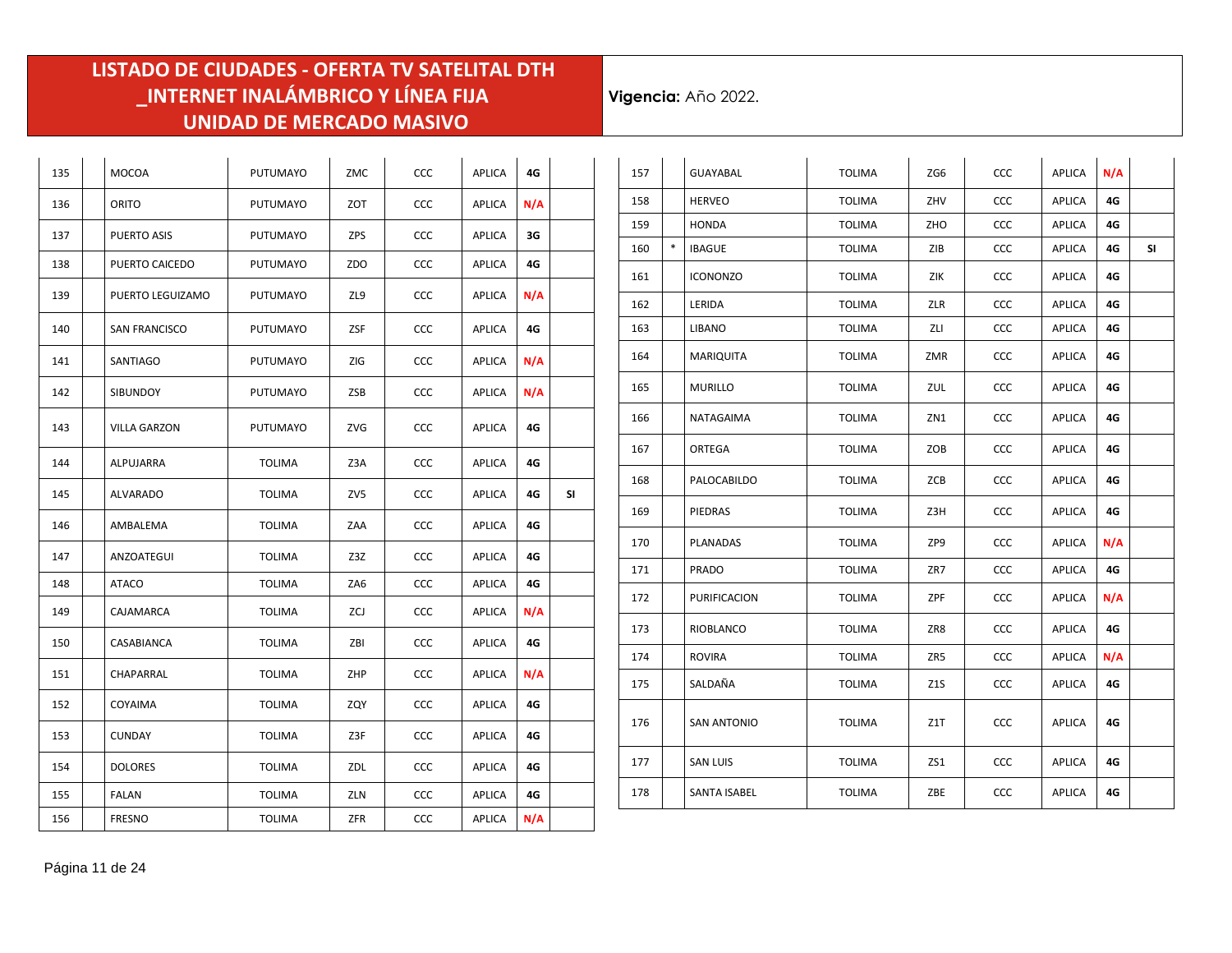# LISTADO DE CIUDADES - OFERTA TV SATELITAL DTH _INTERNET INALÁMBRICO Y LÍNEA FIJA UNIDAD DE MERCADO MASIVO

**Vigencia:** Año 2022.

| | | | | | | | | |
|---|---|---|---|---|---|---|---|---|
| 135 | | MOCOA | PUTUMAYO | ZMC | CCC | APLICA | 4G | |
| 136 | | ORITO | PUTUMAYO | ZOT | CCC | APLICA | N/A | |
| 137 | | PUERTO ASIS | PUTUMAYO | ZPS | CCC | APLICA | 3G | |
| 138 | | PUERTO CAICEDO | PUTUMAYO | ZDO | CCC | APLICA | 4G | |
| 139 | | PUERTO LEGUIZAMO | PUTUMAYO | ZL9 | CCC | APLICA | N/A | |
| 140 | | SAN FRANCISCO | PUTUMAYO | ZSF | CCC | APLICA | 4G | |
| 141 | | SANTIAGO | PUTUMAYO | ZIG | CCC | APLICA | N/A | |
| 142 | | SIBUNDOY | PUTUMAYO | ZSB | CCC | APLICA | N/A | |
| 143 | | VILLA GARZON | PUTUMAYO | ZVG | CCC | APLICA | 4G | |
| 144 | | ALPUJARRA | TOLIMA | Z3A | CCC | APLICA | 4G | |
| 145 | | ALVARADO | TOLIMA | ZV5 | CCC | APLICA | 4G | SI |
| 146 | | AMBALEMA | TOLIMA | ZAA | CCC | APLICA | 4G | |
| 147 | | ANZOATEGUI | TOLIMA | Z3Z | CCC | APLICA | 4G | |
| 148 | | ATACO | TOLIMA | ZA6 | CCC | APLICA | 4G | |
| 149 | | CAJAMARCA | TOLIMA | ZCJ | CCC | APLICA | N/A | |
| 150 | | CASABIANCA | TOLIMA | ZBI | CCC | APLICA | 4G | |
| 151 | | CHAPARRAL | TOLIMA | ZHP | CCC | APLICA | N/A | |
| 152 | | COYAIMA | TOLIMA | ZQY | CCC | APLICA | 4G | |
| 153 | | CUNDAY | TOLIMA | Z3F | CCC | APLICA | 4G | |
| 154 | | DOLORES | TOLIMA | ZDL | CCC | APLICA | 4G | |
| 155 | | FALAN | TOLIMA | ZLN | CCC | APLICA | 4G | |
| 156 | | FRESNO | TOLIMA | ZFR | CCC | APLICA | N/A | |
| 157 | | GUAYABAL | TOLIMA | ZG6 | CCC | APLICA | N/A | |
| 158 | | HERVEO | TOLIMA | ZHV | CCC | APLICA | 4G | |
| 159 | | HONDA | TOLIMA | ZHO | CCC | APLICA | 4G | |
| 160 | * | IBAGUE | TOLIMA | ZIB | CCC | APLICA | 4G | SI |
| 161 | | ICONONZO | TOLIMA | ZIK | CCC | APLICA | 4G | |
| 162 | | LERIDA | TOLIMA | ZLR | CCC | APLICA | 4G | |
| 163 | | LIBANO | TOLIMA | ZLI | CCC | APLICA | 4G | |
| 164 | | MARIQUITA | TOLIMA | ZMR | CCC | APLICA | 4G | |
| 165 | | MURILLO | TOLIMA | ZUL | CCC | APLICA | 4G | |
| 166 | | NATAGAIMA | TOLIMA | ZN1 | CCC | APLICA | 4G | |
| 167 | | ORTEGA | TOLIMA | ZOB | CCC | APLICA | 4G | |
| 168 | | PALOCABILDO | TOLIMA | ZCB | CCC | APLICA | 4G | |
| 169 | | PIEDRAS | TOLIMA | Z3H | CCC | APLICA | 4G | |
| 170 | | PLANADAS | TOLIMA | ZP9 | CCC | APLICA | N/A | |
| 171 | | PRADO | TOLIMA | ZR7 | CCC | APLICA | 4G | |
| 172 | | PURIFICACION | TOLIMA | ZPF | CCC | APLICA | N/A | |
| 173 | | RIOBLANCO | TOLIMA | ZR8 | CCC | APLICA | 4G | |
| 174 | | ROVIRA | TOLIMA | ZR5 | CCC | APLICA | N/A | |
| 175 | | SALDAÑA | TOLIMA | Z1S | CCC | APLICA | 4G | |
| 176 | | SAN ANTONIO | TOLIMA | Z1T | CCC | APLICA | 4G | |
| 177 | | SAN LUIS | TOLIMA | ZS1 | CCC | APLICA | 4G | |
| 178 | | SANTA ISABEL | TOLIMA | ZBE | CCC | APLICA | 4G | |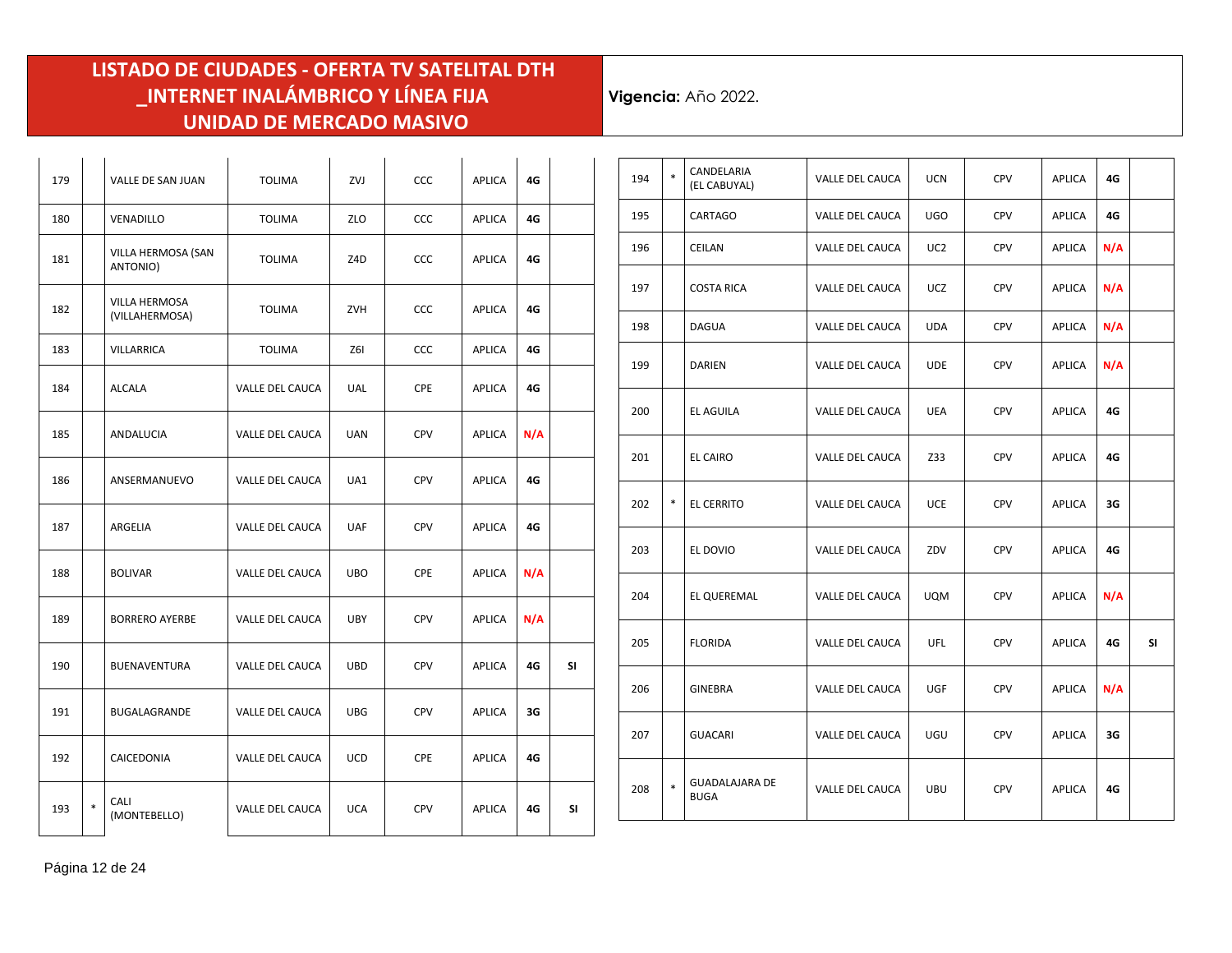# LISTADO DE CIUDADES - OFERTA TV SATELITAL DTH _INTERNET INALÁMBRICO Y LÍNEA FIJA UNIDAD DE MERCADO MASIVO

**Vigencia:** Año 2022.

| | | | | | | | | |
|---|---|---|---|---|---|---|---|---|
| 179 | | VALLE DE SAN JUAN | TOLIMA | ZVJ | CCC | APLICA | 4G | |
| 180 | | VENADILLO | TOLIMA | ZLO | CCC | APLICA | 4G | |
| 181 | | VILLA HERMOSA (SAN ANTONIO) | TOLIMA | Z4D | CCC | APLICA | 4G | |
| 182 | | VILLA HERMOSA (VILLAHERMOSA) | TOLIMA | ZVH | CCC | APLICA | 4G | |
| 183 | | VILLARRICA | TOLIMA | Z6I | CCC | APLICA | 4G | |
| 184 | | ALCALA | VALLE DEL CAUCA | UAL | CPE | APLICA | 4G | |
| 185 | | ANDALUCIA | VALLE DEL CAUCA | UAN | CPV | APLICA | N/A | |
| 186 | | ANSERMANUEVO | VALLE DEL CAUCA | UA1 | CPV | APLICA | 4G | |
| 187 | | ARGELIA | VALLE DEL CAUCA | UAF | CPV | APLICA | 4G | |
| 188 | | BOLIVAR | VALLE DEL CAUCA | UBO | CPE | APLICA | N/A | |
| 189 | | BORRERO AYERBE | VALLE DEL CAUCA | UBY | CPV | APLICA | N/A | |
| 190 | | BUENAVENTURA | VALLE DEL CAUCA | UBD | CPV | APLICA | 4G | SI |
| 191 | | BUGALAGRANDE | VALLE DEL CAUCA | UBG | CPV | APLICA | 3G | |
| 192 | | CAICEDONIA | VALLE DEL CAUCA | UCD | CPE | APLICA | 4G | |
| 193 | * | CALI (MONTEBELLO) | VALLE DEL CAUCA | UCA | CPV | APLICA | 4G | SI |
| 194 | * | CANDELARIA (EL CABUYAL) | VALLE DEL CAUCA | UCN | CPV | APLICA | 4G | |
| 195 | | CARTAGO | VALLE DEL CAUCA | UGO | CPV | APLICA | 4G | |
| 196 | | CEILAN | VALLE DEL CAUCA | UC2 | CPV | APLICA | N/A | |
| 197 | | COSTA RICA | VALLE DEL CAUCA | UCZ | CPV | APLICA | N/A | |
| 198 | | DAGUA | VALLE DEL CAUCA | UDA | CPV | APLICA | N/A | |
| 199 | | DARIEN | VALLE DEL CAUCA | UDE | CPV | APLICA | N/A | |
| 200 | | EL AGUILA | VALLE DEL CAUCA | UEA | CPV | APLICA | 4G | |
| 201 | | EL CAIRO | VALLE DEL CAUCA | Z33 | CPV | APLICA | 4G | |
| 202 | * | EL CERRITO | VALLE DEL CAUCA | UCE | CPV | APLICA | 3G | |
| 203 | | EL DOVIO | VALLE DEL CAUCA | ZDV | CPV | APLICA | 4G | |
| 204 | | EL QUEREMAL | VALLE DEL CAUCA | UQM | CPV | APLICA | N/A | |
| 205 | | FLORIDA | VALLE DEL CAUCA | UFL | CPV | APLICA | 4G | SI |
| 206 | | GINEBRA | VALLE DEL CAUCA | UGF | CPV | APLICA | N/A | |
| 207 | | GUACARI | VALLE DEL CAUCA | UGU | CPV | APLICA | 3G | |
| 208 | * | GUADALAJARA DE BUGA | VALLE DEL CAUCA | UBU | CPV | APLICA | 4G | |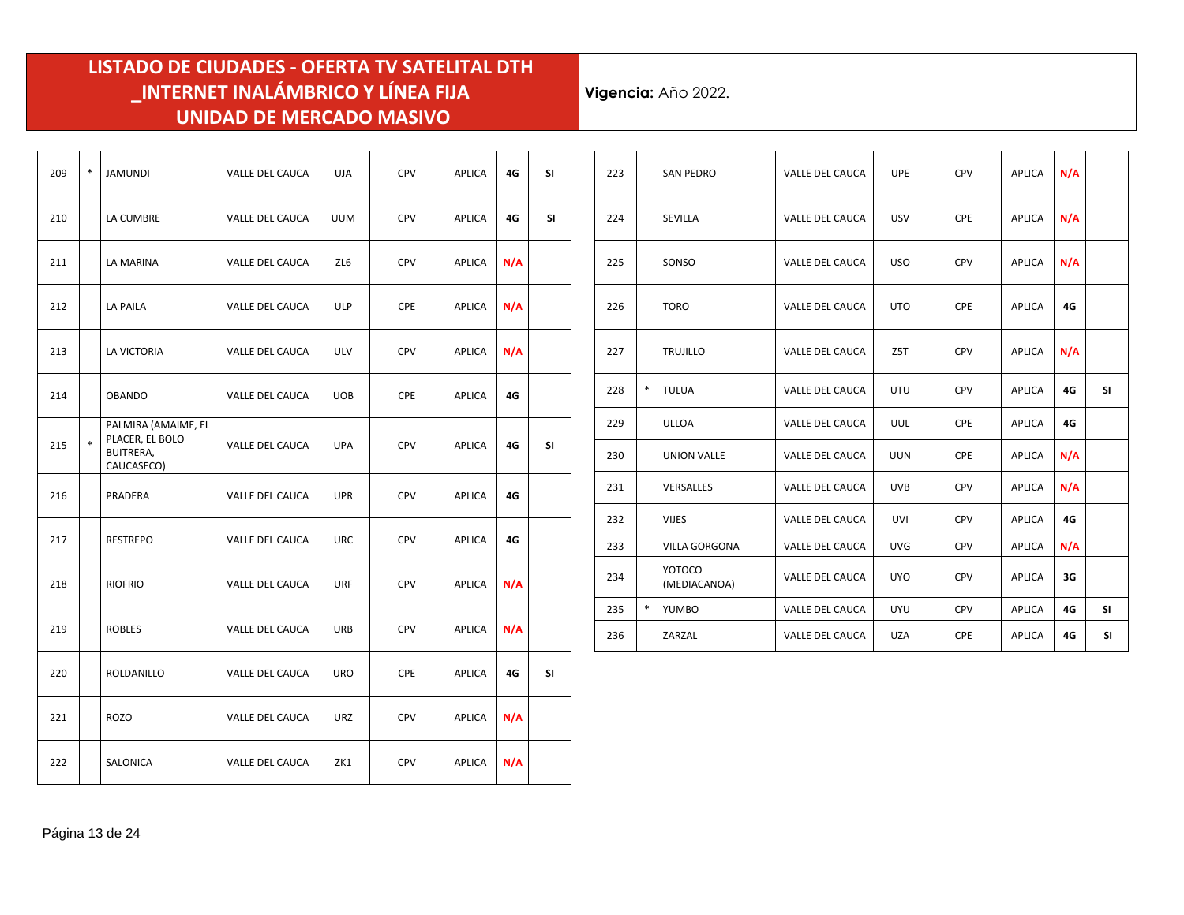# LISTADO DE CIUDADES - OFERTA TV SATELITAL DTH _INTERNET INALÁMBRICO Y LÍNEA FIJA UNIDAD DE MERCADO MASIVO

**Vigencia:** Año 2022.

| | | | | | | | | |
|---|---|---|---|---|---|---|---|---|
| 209 | * | JAMUNDI | VALLE DEL CAUCA | UJA | CPV | APLICA | 4G | SI |
| 210 | | LA CUMBRE | VALLE DEL CAUCA | UUM | CPV | APLICA | 4G | SI |
| 211 | | LA MARINA | VALLE DEL CAUCA | ZL6 | CPV | APLICA | N/A | |
| 212 | | LA PAILA | VALLE DEL CAUCA | ULP | CPE | APLICA | N/A | |
| 213 | | LA VICTORIA | VALLE DEL CAUCA | ULV | CPV | APLICA | N/A | |
| 214 | | OBANDO | VALLE DEL CAUCA | UOB | CPE | APLICA | 4G | |
| 215 | * | PALMIRA (AMAIME, EL PLACER, EL BOLO BUITRERA, CAUCASECO) | VALLE DEL CAUCA | UPA | CPV | APLICA | 4G | SI |
| 216 | | PRADERA | VALLE DEL CAUCA | UPR | CPV | APLICA | 4G | |
| 217 | | RESTREPO | VALLE DEL CAUCA | URC | CPV | APLICA | 4G | |
| 218 | | RIOFRIO | VALLE DEL CAUCA | URF | CPV | APLICA | N/A | |
| 219 | | ROBLES | VALLE DEL CAUCA | URB | CPV | APLICA | N/A | |
| 220 | | ROLDANILLO | VALLE DEL CAUCA | URO | CPE | APLICA | 4G | SI |
| 221 | | ROZO | VALLE DEL CAUCA | URZ | CPV | APLICA | N/A | |
| 222 | | SALONICA | VALLE DEL CAUCA | ZK1 | CPV | APLICA | N/A | |
| 223 | | SAN PEDRO | VALLE DEL CAUCA | UPE | CPV | APLICA | N/A | |
| 224 | | SEVILLA | VALLE DEL CAUCA | USV | CPE | APLICA | N/A | |
| 225 | | SONSO | VALLE DEL CAUCA | USO | CPV | APLICA | N/A | |
| 226 | | TORO | VALLE DEL CAUCA | UTO | CPE | APLICA | 4G | |
| 227 | | TRUJILLO | VALLE DEL CAUCA | Z5T | CPV | APLICA | N/A | |
| 228 | * | TULUA | VALLE DEL CAUCA | UTU | CPV | APLICA | 4G | SI |
| 229 | | ULLOA | VALLE DEL CAUCA | UUL | CPE | APLICA | 4G | |
| 230 | | UNION VALLE | VALLE DEL CAUCA | UUN | CPE | APLICA | N/A | |
| 231 | | VERSALLES | VALLE DEL CAUCA | UVB | CPV | APLICA | N/A | |
| 232 | | VIJES | VALLE DEL CAUCA | UVI | CPV | APLICA | 4G | |
| 233 | | VILLA GORGONA | VALLE DEL CAUCA | UVG | CPV | APLICA | N/A | |
| 234 | | YOTOCO (MEDIACANOA) | VALLE DEL CAUCA | UYO | CPV | APLICA | 3G | |
| 235 | * | YUMBO | VALLE DEL CAUCA | UYU | CPV | APLICA | 4G | SI |
| 236 | | ZARZAL | VALLE DEL CAUCA | UZA | CPE | APLICA | 4G | SI |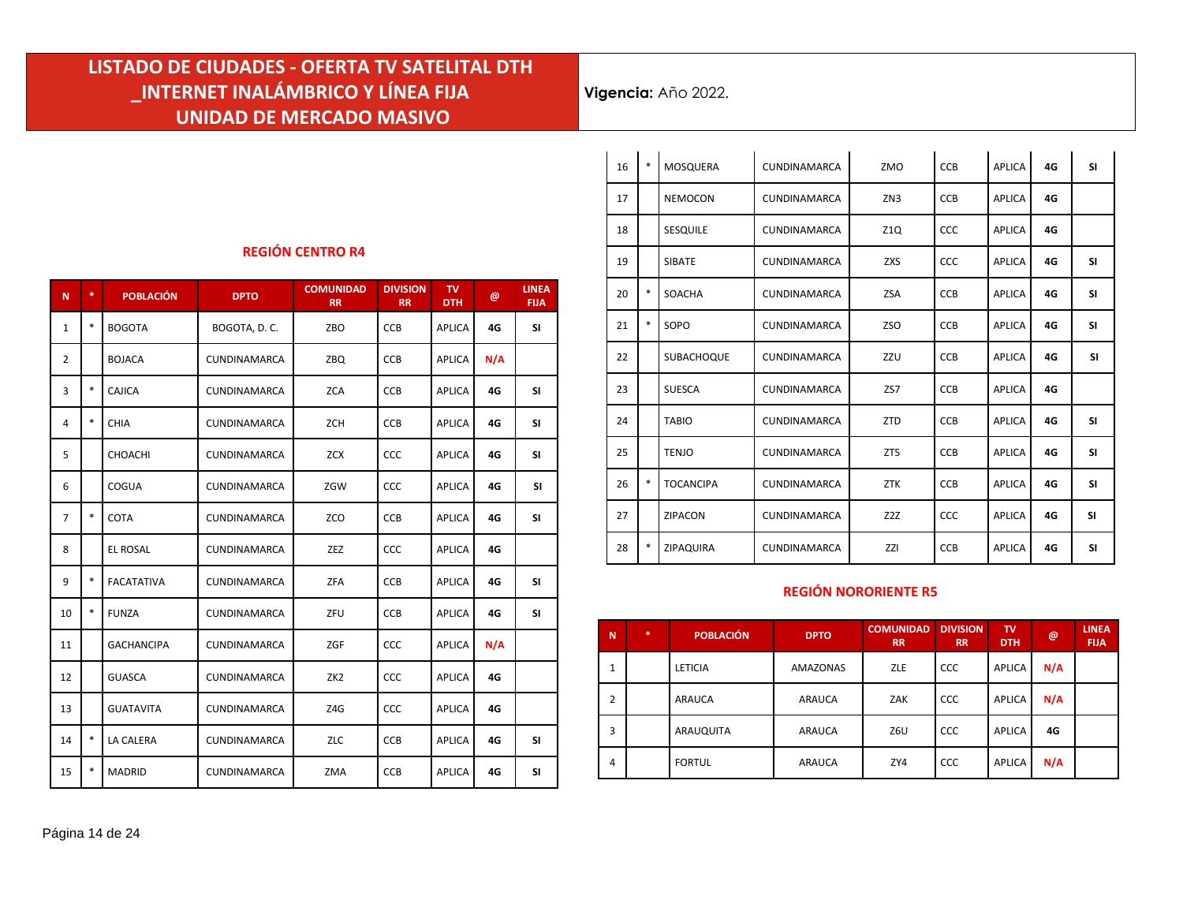# LISTADO DE CIUDADES - OFERTA TV SATELITAL DTH _INTERNET INALÁMBRICO Y LÍNEA FIJA UNIDAD DE MERCADO MASIVO

**Vigencia:** Año 2022.

## REGIÓN CENTRO R4

| N | * | POBLACIÓN | DPTO | COMUNIDAD RR | DIVISION RR | TV DTH | @ | LINEA FIJA |
|---|---|---|---|---|---|---|---|---|
| 1 | * | BOGOTA | BOGOTA, D. C. | ZBO | CCB | APLICA | 4G | SI |
| 2 | | BOJACA | CUNDINAMARCA | ZBQ | CCB | APLICA | N/A | |
| 3 | * | CAJICA | CUNDINAMARCA | ZCA | CCB | APLICA | 4G | SI |
| 4 | * | CHIA | CUNDINAMARCA | ZCH | CCB | APLICA | 4G | SI |
| 5 | | CHOACHI | CUNDINAMARCA | ZCX | CCC | APLICA | 4G | SI |
| 6 | | COGUA | CUNDINAMARCA | ZGW | CCC | APLICA | 4G | SI |
| 7 | * | COTA | CUNDINAMARCA | ZCO | CCB | APLICA | 4G | SI |
| 8 | | EL ROSAL | CUNDINAMARCA | ZEZ | CCC | APLICA | 4G | |
| 9 | * | FACATATIVA | CUNDINAMARCA | ZFA | CCB | APLICA | 4G | SI |
| 10 | * | FUNZA | CUNDINAMARCA | ZFU | CCB | APLICA | 4G | SI |
| 11 | | GACHANCIPA | CUNDINAMARCA | ZGF | CCC | APLICA | N/A | |
| 12 | | GUASCA | CUNDINAMARCA | ZK2 | CCC | APLICA | 4G | |
| 13 | | GUATAVITA | CUNDINAMARCA | Z4G | CCC | APLICA | 4G | |
| 14 | * | LA CALERA | CUNDINAMARCA | ZLC | CCB | APLICA | 4G | SI |
| 15 | * | MADRID | CUNDINAMARCA | ZMA | CCB | APLICA | 4G | SI |
| 16 | * | MOSQUERA | CUNDINAMARCA | ZMO | CCB | APLICA | 4G | SI |
| 17 | | NEMOCON | CUNDINAMARCA | ZN3 | CCB | APLICA | 4G | |
| 18 | | SESQUILE | CUNDINAMARCA | Z1Q | CCC | APLICA | 4G | |
| 19 | | SIBATE | CUNDINAMARCA | ZXS | CCC | APLICA | 4G | SI |
| 20 | * | SOACHA | CUNDINAMARCA | ZSA | CCB | APLICA | 4G | SI |
| 21 | * | SOPO | CUNDINAMARCA | ZSO | CCB | APLICA | 4G | SI |
| 22 | | SUBACHOQUE | CUNDINAMARCA | ZZU | CCB | APLICA | 4G | SI |
| 23 | | SUESCA | CUNDINAMARCA | ZS7 | CCB | APLICA | 4G | |
| 24 | | TABIO | CUNDINAMARCA | ZTD | CCB | APLICA | 4G | SI |
| 25 | | TENJO | CUNDINAMARCA | ZT5 | CCB | APLICA | 4G | SI |
| 26 | * | TOCANCIPA | CUNDINAMARCA | ZTK | CCB | APLICA | 4G | SI |
| 27 | | ZIPACON | CUNDINAMARCA | Z2Z | CCC | APLICA | 4G | SI |
| 28 | * | ZIPAQUIRA | CUNDINAMARCA | ZZI | CCB | APLICA | 4G | SI |

## REGIÓN NORORIENTE R5

| N | * | POBLACIÓN | DPTO | COMUNIDAD RR | DIVISION RR | TV DTH | @ | LINEA FIJA |
|---|---|---|---|---|---|---|---|---|
| 1 | | LETICIA | AMAZONAS | ZLE | CCC | APLICA | N/A | |
| 2 | | ARAUCA | ARAUCA | ZAK | CCC | APLICA | N/A | |
| 3 | | ARAUQUITA | ARAUCA | Z6U | CCC | APLICA | 4G | |
| 4 | | FORTUL | ARAUCA | ZY4 | CCC | APLICA | N/A | |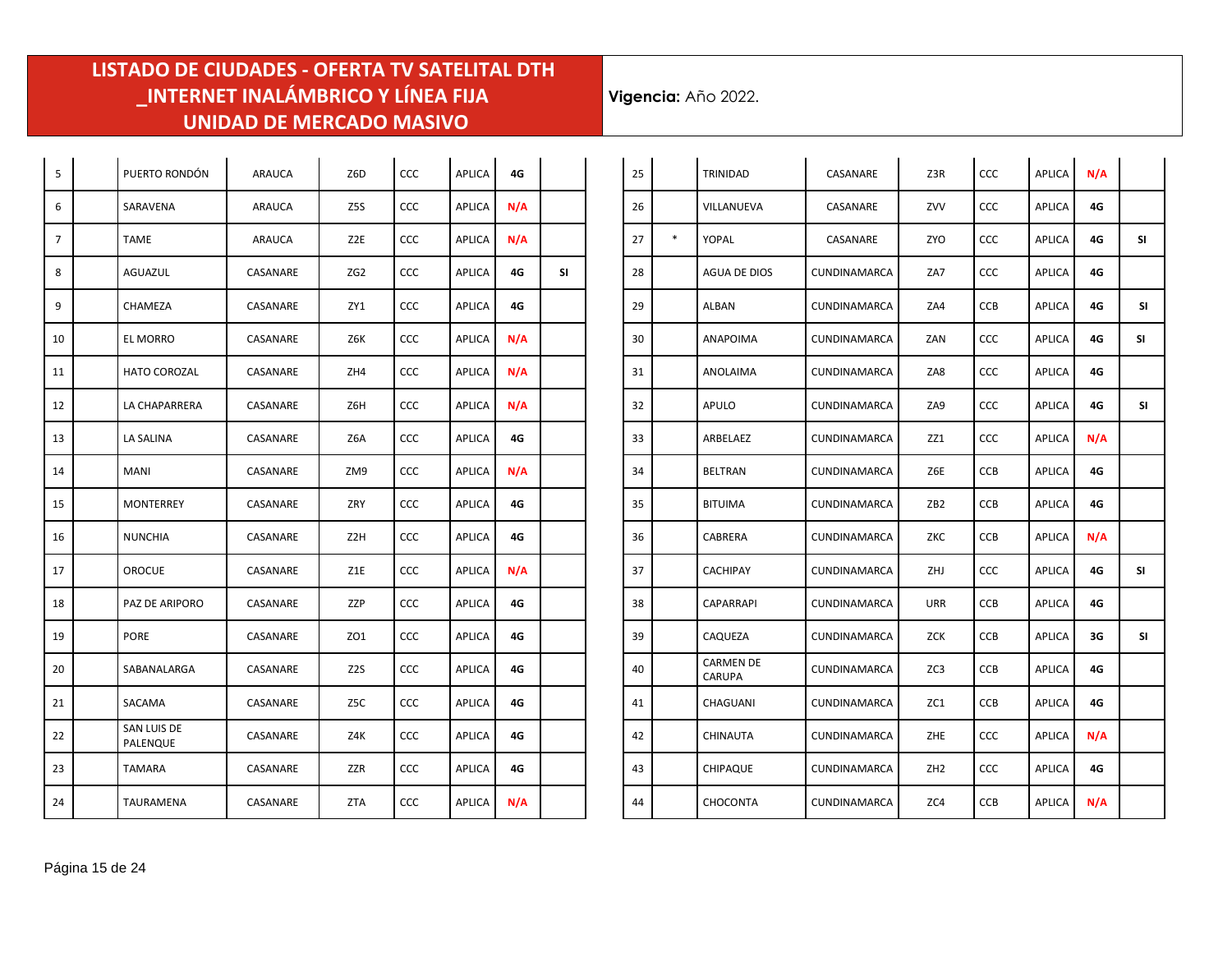# LISTADO DE CIUDADES - OFERTA TV SATELITAL DTH _INTERNET INALÁMBRICO Y LÍNEA FIJA UNIDAD DE MERCADO MASIVO

**Vigencia:** Año 2022.

| | | | | | | | | |
|---|---|---|---|---|---|---|---|---|
| 5 | | PUERTO RONDÓN | ARAUCA | Z6D | CCC | APLICA | 4G | |
| 6 | | SARAVENA | ARAUCA | Z5S | CCC | APLICA | N/A | |
| 7 | | TAME | ARAUCA | Z2E | CCC | APLICA | N/A | |
| 8 | | AGUAZUL | CASANARE | ZG2 | CCC | APLICA | 4G | SI |
| 9 | | CHAMEZA | CASANARE | ZY1 | CCC | APLICA | 4G | |
| 10 | | EL MORRO | CASANARE | Z6K | CCC | APLICA | N/A | |
| 11 | | HATO COROZAL | CASANARE | ZH4 | CCC | APLICA | N/A | |
| 12 | | LA CHAPARRERA | CASANARE | Z6H | CCC | APLICA | N/A | |
| 13 | | LA SALINA | CASANARE | Z6A | CCC | APLICA | 4G | |
| 14 | | MANI | CASANARE | ZM9 | CCC | APLICA | N/A | |
| 15 | | MONTERREY | CASANARE | ZRY | CCC | APLICA | 4G | |
| 16 | | NUNCHIA | CASANARE | Z2H | CCC | APLICA | 4G | |
| 17 | | OROCUE | CASANARE | Z1E | CCC | APLICA | N/A | |
| 18 | | PAZ DE ARIPORO | CASANARE | ZZP | CCC | APLICA | 4G | |
| 19 | | PORE | CASANARE | ZO1 | CCC | APLICA | 4G | |
| 20 | | SABANALARGA | CASANARE | Z2S | CCC | APLICA | 4G | |
| 21 | | SACAMA | CASANARE | Z5C | CCC | APLICA | 4G | |
| 22 | | SAN LUIS DE PALENQUE | CASANARE | Z4K | CCC | APLICA | 4G | |
| 23 | | TAMARA | CASANARE | ZZR | CCC | APLICA | 4G | |
| 24 | | TAURAMENA | CASANARE | ZTA | CCC | APLICA | N/A | |
| 25 | | TRINIDAD | CASANARE | Z3R | CCC | APLICA | N/A | |
| 26 | | VILLANUEVA | CASANARE | ZVV | CCC | APLICA | 4G | |
| 27 | * | YOPAL | CASANARE | ZYO | CCC | APLICA | 4G | SI |
| 28 | | AGUA DE DIOS | CUNDINAMARCA | ZA7 | CCC | APLICA | 4G | |
| 29 | | ALBAN | CUNDINAMARCA | ZA4 | CCB | APLICA | 4G | SI |
| 30 | | ANAPOIMA | CUNDINAMARCA | ZAN | CCC | APLICA | 4G | SI |
| 31 | | ANOLAIMA | CUNDINAMARCA | ZA8 | CCC | APLICA | 4G | |
| 32 | | APULO | CUNDINAMARCA | ZA9 | CCC | APLICA | 4G | SI |
| 33 | | ARBELAEZ | CUNDINAMARCA | ZZ1 | CCC | APLICA | N/A | |
| 34 | | BELTRAN | CUNDINAMARCA | Z6E | CCB | APLICA | 4G | |
| 35 | | BITUIMA | CUNDINAMARCA | ZB2 | CCB | APLICA | 4G | |
| 36 | | CABRERA | CUNDINAMARCA | ZKC | CCB | APLICA | N/A | |
| 37 | | CACHIPAY | CUNDINAMARCA | ZHJ | CCC | APLICA | 4G | SI |
| 38 | | CAPARRAPI | CUNDINAMARCA | URR | CCB | APLICA | 4G | |
| 39 | | CAQUEZA | CUNDINAMARCA | ZCK | CCB | APLICA | 3G | SI |
| 40 | | CARMEN DE CARUPA | CUNDINAMARCA | ZC3 | CCB | APLICA | 4G | |
| 41 | | CHAGUANI | CUNDINAMARCA | ZC1 | CCB | APLICA | 4G | |
| 42 | | CHINAUTA | CUNDINAMARCA | ZHE | CCC | APLICA | N/A | |
| 43 | | CHIPAQUE | CUNDINAMARCA | ZH2 | CCC | APLICA | 4G | |
| 44 | | CHOCONTA | CUNDINAMARCA | ZC4 | CCB | APLICA | N/A | |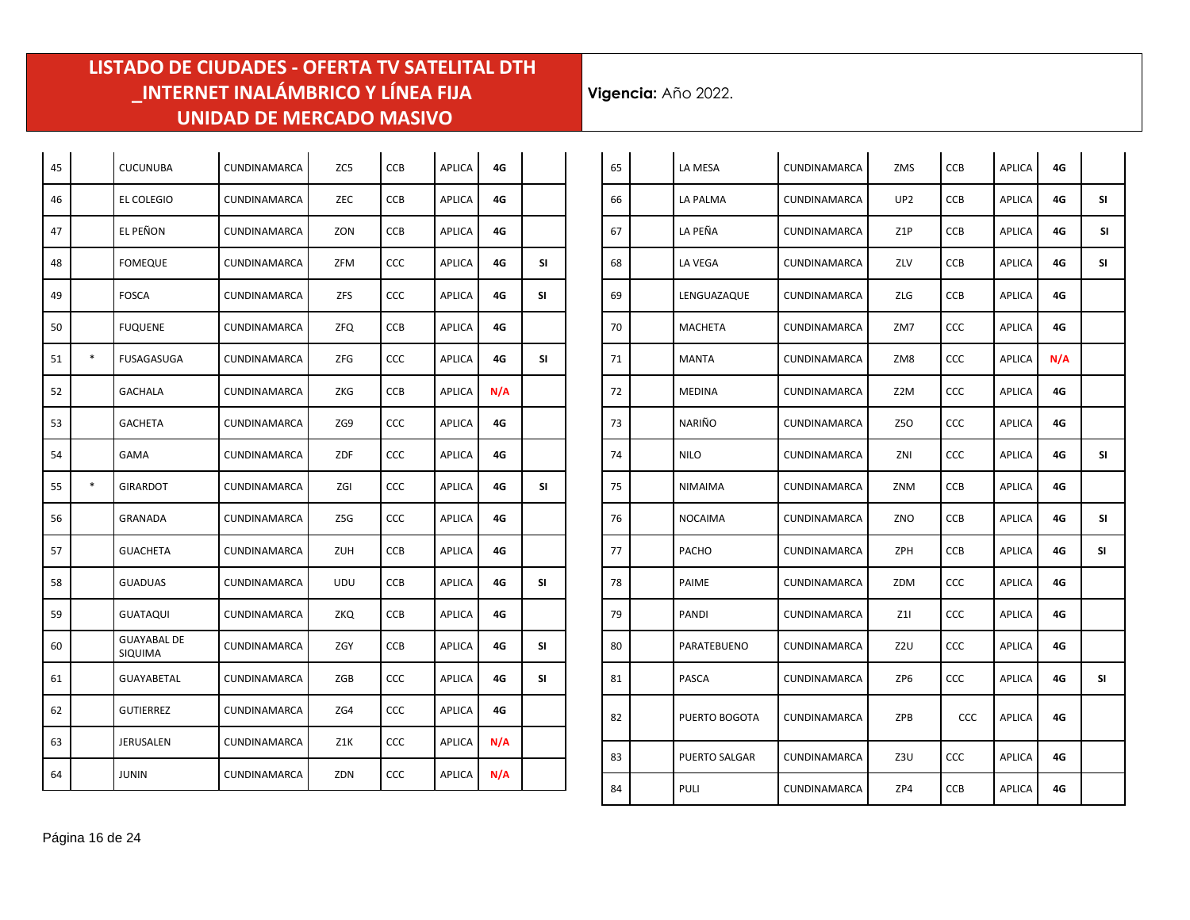**LISTADO DE CIUDADES - OFERTA TV SATELITAL DTH _INTERNET INALÁMBRICO Y LÍNEA FIJA UNIDAD DE MERCADO MASIVO**

**Vigencia:** Año 2022.

| | | | | | | | | |
|---|---|---|---|---|---|---|---|---|
| 45 | | CUCUNUBA | CUNDINAMARCA | ZC5 | CCB | APLICA | 4G | |
| 46 | | EL COLEGIO | CUNDINAMARCA | ZEC | CCB | APLICA | 4G | |
| 47 | | EL PEÑON | CUNDINAMARCA | ZON | CCB | APLICA | 4G | |
| 48 | | FOMEQUE | CUNDINAMARCA | ZFM | CCC | APLICA | 4G | SI |
| 49 | | FOSCA | CUNDINAMARCA | ZFS | CCC | APLICA | 4G | SI |
| 50 | | FUQUENE | CUNDINAMARCA | ZFQ | CCB | APLICA | 4G | |
| 51 | * | FUSAGASUGA | CUNDINAMARCA | ZFG | CCC | APLICA | 4G | SI |
| 52 | | GACHALA | CUNDINAMARCA | ZKG | CCB | APLICA | N/A | |
| 53 | | GACHETA | CUNDINAMARCA | ZG9 | CCC | APLICA | 4G | |
| 54 | | GAMA | CUNDINAMARCA | ZDF | CCC | APLICA | 4G | |
| 55 | * | GIRARDOT | CUNDINAMARCA | ZGI | CCC | APLICA | 4G | SI |
| 56 | | GRANADA | CUNDINAMARCA | Z5G | CCC | APLICA | 4G | |
| 57 | | GUACHETA | CUNDINAMARCA | ZUH | CCB | APLICA | 4G | |
| 58 | | GUADUAS | CUNDINAMARCA | UDU | CCB | APLICA | 4G | SI |
| 59 | | GUATAQUI | CUNDINAMARCA | ZKQ | CCB | APLICA | 4G | |
| 60 | | GUAYABAL DE SIQUIMA | CUNDINAMARCA | ZGY | CCB | APLICA | 4G | SI |
| 61 | | GUAYABETAL | CUNDINAMARCA | ZGB | CCC | APLICA | 4G | SI |
| 62 | | GUTIERREZ | CUNDINAMARCA | ZG4 | CCC | APLICA | 4G | |
| 63 | | JERUSALEN | CUNDINAMARCA | Z1K | CCC | APLICA | N/A | |
| 64 | | JUNIN | CUNDINAMARCA | ZDN | CCC | APLICA | N/A | |
| 65 | | LA MESA | CUNDINAMARCA | ZMS | CCB | APLICA | 4G | |
| 66 | | LA PALMA | CUNDINAMARCA | UP2 | CCB | APLICA | 4G | SI |
| 67 | | LA PEÑA | CUNDINAMARCA | Z1P | CCB | APLICA | 4G | SI |
| 68 | | LA VEGA | CUNDINAMARCA | ZLV | CCB | APLICA | 4G | SI |
| 69 | | LENGUAZAQUE | CUNDINAMARCA | ZLG | CCB | APLICA | 4G | |
| 70 | | MACHETA | CUNDINAMARCA | ZM7 | CCC | APLICA | 4G | |
| 71 | | MANTA | CUNDINAMARCA | ZM8 | CCC | APLICA | N/A | |
| 72 | | MEDINA | CUNDINAMARCA | Z2M | CCC | APLICA | 4G | |
| 73 | | NARIÑO | CUNDINAMARCA | Z5O | CCC | APLICA | 4G | |
| 74 | | NILO | CUNDINAMARCA | ZNI | CCC | APLICA | 4G | SI |
| 75 | | NIMAIMA | CUNDINAMARCA | ZNM | CCB | APLICA | 4G | |
| 76 | | NOCAIMA | CUNDINAMARCA | ZNO | CCB | APLICA | 4G | SI |
| 77 | | PACHO | CUNDINAMARCA | ZPH | CCB | APLICA | 4G | SI |
| 78 | | PAIME | CUNDINAMARCA | ZDM | CCC | APLICA | 4G | |
| 79 | | PANDI | CUNDINAMARCA | Z1I | CCC | APLICA | 4G | |
| 80 | | PARATEBUENO | CUNDINAMARCA | Z2U | CCC | APLICA | 4G | |
| 81 | | PASCA | CUNDINAMARCA | ZP6 | CCC | APLICA | 4G | SI |
| 82 | | PUERTO BOGOTA | CUNDINAMARCA | ZPB | CCC | APLICA | 4G | |
| 83 | | PUERTO SALGAR | CUNDINAMARCA | Z3U | CCC | APLICA | 4G | |
| 84 | | PULI | CUNDINAMARCA | ZP4 | CCB | APLICA | 4G | |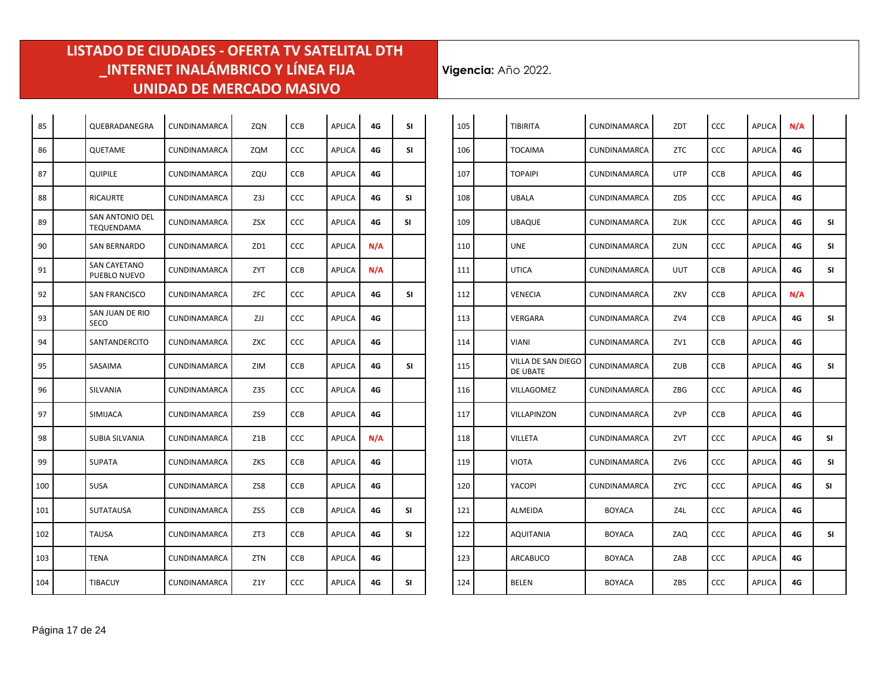# LISTADO DE CIUDADES - OFERTA TV SATELITAL DTH _INTERNET INALÁMBRICO Y LÍNEA FIJA UNIDAD DE MERCADO MASIVO

**Vigencia:** Año 2022.

| | | | | | | | | |
|---|---|---|---|---|---|---|---|---|
| 85 | | QUEBRADANEGRA | CUNDINAMARCA | ZQN | CCB | APLICA | 4G | SI |
| 86 | | QUETAME | CUNDINAMARCA | ZQM | CCC | APLICA | 4G | SI |
| 87 | | QUIPILE | CUNDINAMARCA | ZQU | CCB | APLICA | 4G | |
| 88 | | RICAURTE | CUNDINAMARCA | Z3J | CCC | APLICA | 4G | SI |
| 89 | | SAN ANTONIO DEL TEQUENDAMA | CUNDINAMARCA | ZSX | CCC | APLICA | 4G | SI |
| 90 | | SAN BERNARDO | CUNDINAMARCA | ZD1 | CCC | APLICA | N/A | |
| 91 | | SAN CAYETANO PUEBLO NUEVO | CUNDINAMARCA | ZYT | CCB | APLICA | N/A | |
| 92 | | SAN FRANCISCO | CUNDINAMARCA | ZFC | CCC | APLICA | 4G | SI |
| 93 | | SAN JUAN DE RIO SECO | CUNDINAMARCA | ZJJ | CCC | APLICA | 4G | |
| 94 | | SANTANDERCITO | CUNDINAMARCA | ZXC | CCC | APLICA | 4G | |
| 95 | | SASAIMA | CUNDINAMARCA | ZIM | CCB | APLICA | 4G | SI |
| 96 | | SILVANIA | CUNDINAMARCA | Z3S | CCC | APLICA | 4G | |
| 97 | | SIMIJACA | CUNDINAMARCA | ZS9 | CCB | APLICA | 4G | |
| 98 | | SUBIA SILVANIA | CUNDINAMARCA | Z1B | CCC | APLICA | N/A | |
| 99 | | SUPATA | CUNDINAMARCA | ZKS | CCB | APLICA | 4G | |
| 100 | | SUSA | CUNDINAMARCA | ZS8 | CCB | APLICA | 4G | |
| 101 | | SUTATAUSA | CUNDINAMARCA | ZS5 | CCB | APLICA | 4G | SI |
| 102 | | TAUSA | CUNDINAMARCA | ZT3 | CCB | APLICA | 4G | SI |
| 103 | | TENA | CUNDINAMARCA | ZTN | CCB | APLICA | 4G | |
| 104 | | TIBACUY | CUNDINAMARCA | Z1Y | CCC | APLICA | 4G | SI |
| 105 | | TIBIRITA | CUNDINAMARCA | ZDT | CCC | APLICA | N/A | |
| 106 | | TOCAIMA | CUNDINAMARCA | ZTC | CCC | APLICA | 4G | |
| 107 | | TOPAIPI | CUNDINAMARCA | UTP | CCB | APLICA | 4G | |
| 108 | | UBALA | CUNDINAMARCA | ZDS | CCC | APLICA | 4G | |
| 109 | | UBAQUE | CUNDINAMARCA | ZUK | CCC | APLICA | 4G | SI |
| 110 | | UNE | CUNDINAMARCA | ZUN | CCC | APLICA | 4G | SI |
| 111 | | UTICA | CUNDINAMARCA | UUT | CCB | APLICA | 4G | SI |
| 112 | | VENECIA | CUNDINAMARCA | ZKV | CCB | APLICA | N/A | |
| 113 | | VERGARA | CUNDINAMARCA | ZV4 | CCB | APLICA | 4G | SI |
| 114 | | VIANI | CUNDINAMARCA | ZV1 | CCB | APLICA | 4G | |
| 115 | | VILLA DE SAN DIEGO DE UBATE | CUNDINAMARCA | ZUB | CCB | APLICA | 4G | SI |
| 116 | | VILLAGOMEZ | CUNDINAMARCA | ZBG | CCC | APLICA | 4G | |
| 117 | | VILLAPINZON | CUNDINAMARCA | ZVP | CCB | APLICA | 4G | |
| 118 | | VILLETA | CUNDINAMARCA | ZVT | CCC | APLICA | 4G | SI |
| 119 | | VIOTA | CUNDINAMARCA | ZV6 | CCC | APLICA | 4G | SI |
| 120 | | YACOPI | CUNDINAMARCA | ZYC | CCC | APLICA | 4G | SI |
| 121 | | ALMEIDA | BOYACA | Z4L | CCC | APLICA | 4G | |
| 122 | | AQUITANIA | BOYACA | ZAQ | CCC | APLICA | 4G | SI |
| 123 | | ARCABUCO | BOYACA | ZAB | CCC | APLICA | 4G | |
| 124 | | BELEN | BOYACA | ZB5 | CCC | APLICA | 4G | |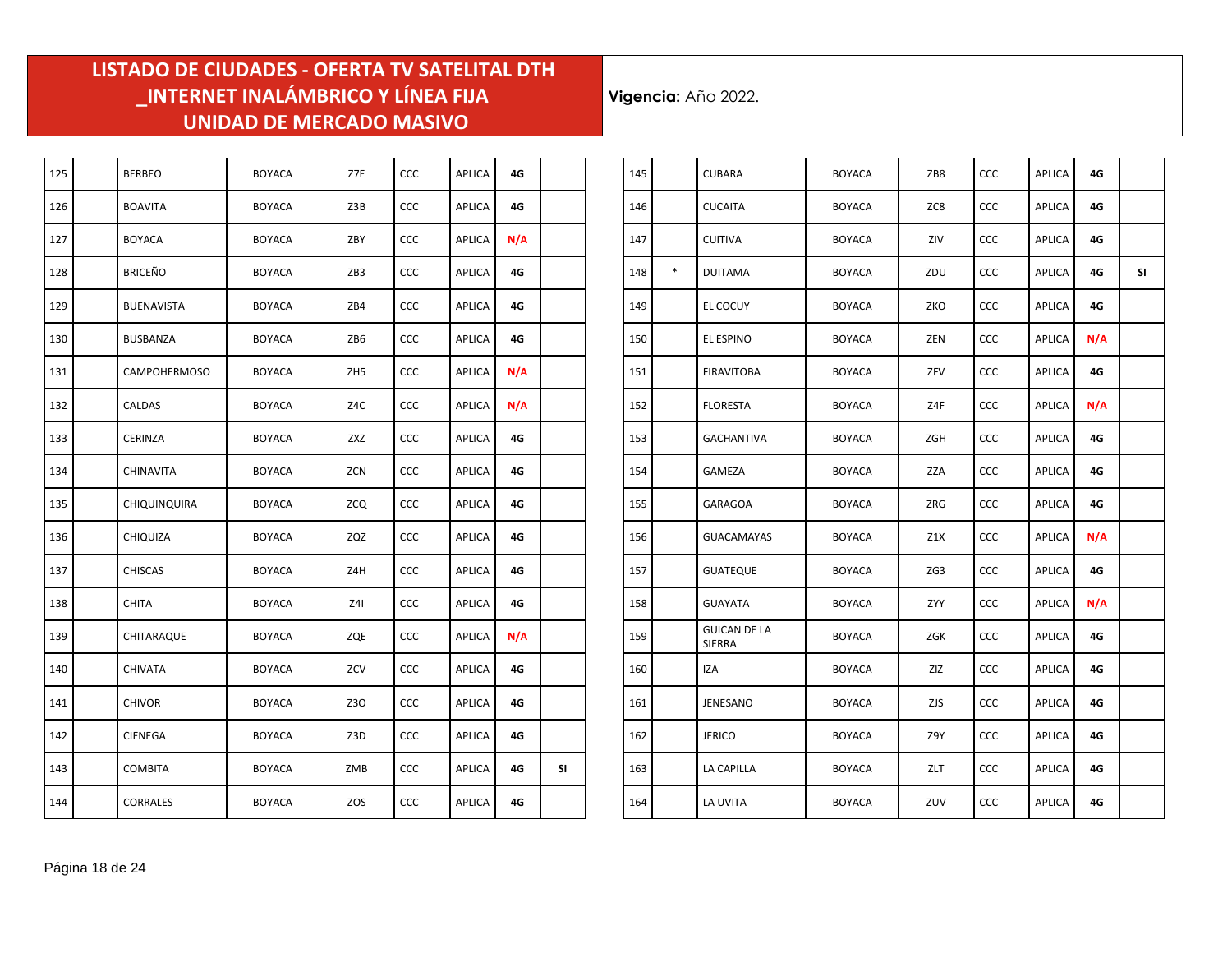# LISTADO DE CIUDADES - OFERTA TV SATELITAL DTH _INTERNET INALÁMBRICO Y LÍNEA FIJA UNIDAD DE MERCADO MASIVO

**Vigencia:** Año 2022.

| | | | | | | | | |
|---|---|---|---|---|---|---|---|---|
| 125 | | BERBEO | BOYACA | Z7E | CCC | APLICA | 4G | |
| 126 | | BOAVITA | BOYACA | Z3B | CCC | APLICA | 4G | |
| 127 | | BOYACA | BOYACA | ZBY | CCC | APLICA | N/A | |
| 128 | | BRICEÑO | BOYACA | ZB3 | CCC | APLICA | 4G | |
| 129 | | BUENAVISTA | BOYACA | ZB4 | CCC | APLICA | 4G | |
| 130 | | BUSBANZA | BOYACA | ZB6 | CCC | APLICA | 4G | |
| 131 | | CAMPOHERMOSO | BOYACA | ZH5 | CCC | APLICA | N/A | |
| 132 | | CALDAS | BOYACA | Z4C | CCC | APLICA | N/A | |
| 133 | | CERINZA | BOYACA | ZXZ | CCC | APLICA | 4G | |
| 134 | | CHINAVITA | BOYACA | ZCN | CCC | APLICA | 4G | |
| 135 | | CHIQUINQUIRA | BOYACA | ZCQ | CCC | APLICA | 4G | |
| 136 | | CHIQUIZA | BOYACA | ZQZ | CCC | APLICA | 4G | |
| 137 | | CHISCAS | BOYACA | Z4H | CCC | APLICA | 4G | |
| 138 | | CHITA | BOYACA | Z4I | CCC | APLICA | 4G | |
| 139 | | CHITARAQUE | BOYACA | ZQE | CCC | APLICA | N/A | |
| 140 | | CHIVATA | BOYACA | ZCV | CCC | APLICA | 4G | |
| 141 | | CHIVOR | BOYACA | Z3O | CCC | APLICA | 4G | |
| 142 | | CIENEGA | BOYACA | Z3D | CCC | APLICA | 4G | |
| 143 | | COMBITA | BOYACA | ZMB | CCC | APLICA | 4G | SI |
| 144 | | CORRALES | BOYACA | ZOS | CCC | APLICA | 4G | |
| 145 | | CUBARA | BOYACA | ZB8 | CCC | APLICA | 4G | |
| 146 | | CUCAITA | BOYACA | ZC8 | CCC | APLICA | 4G | |
| 147 | | CUITIVA | BOYACA | ZIV | CCC | APLICA | 4G | |
| 148 | * | DUITAMA | BOYACA | ZDU | CCC | APLICA | 4G | SI |
| 149 | | EL COCUY | BOYACA | ZKO | CCC | APLICA | 4G | |
| 150 | | EL ESPINO | BOYACA | ZEN | CCC | APLICA | N/A | |
| 151 | | FIRAVITOBA | BOYACA | ZFV | CCC | APLICA | 4G | |
| 152 | | FLORESTA | BOYACA | Z4F | CCC | APLICA | N/A | |
| 153 | | GACHANTIVA | BOYACA | ZGH | CCC | APLICA | 4G | |
| 154 | | GAMEZA | BOYACA | ZZA | CCC | APLICA | 4G | |
| 155 | | GARAGOA | BOYACA | ZRG | CCC | APLICA | 4G | |
| 156 | | GUACAMAYAS | BOYACA | Z1X | CCC | APLICA | N/A | |
| 157 | | GUATEQUE | BOYACA | ZG3 | CCC | APLICA | 4G | |
| 158 | | GUAYATA | BOYACA | ZYY | CCC | APLICA | N/A | |
| 159 | | GUICAN DE LA SIERRA | BOYACA | ZGK | CCC | APLICA | 4G | |
| 160 | | IZA | BOYACA | ZIZ | CCC | APLICA | 4G | |
| 161 | | JENESANO | BOYACA | ZJS | CCC | APLICA | 4G | |
| 162 | | JERICO | BOYACA | Z9Y | CCC | APLICA | 4G | |
| 163 | | LA CAPILLA | BOYACA | ZLT | CCC | APLICA | 4G | |
| 164 | | LA UVITA | BOYACA | ZUV | CCC | APLICA | 4G | |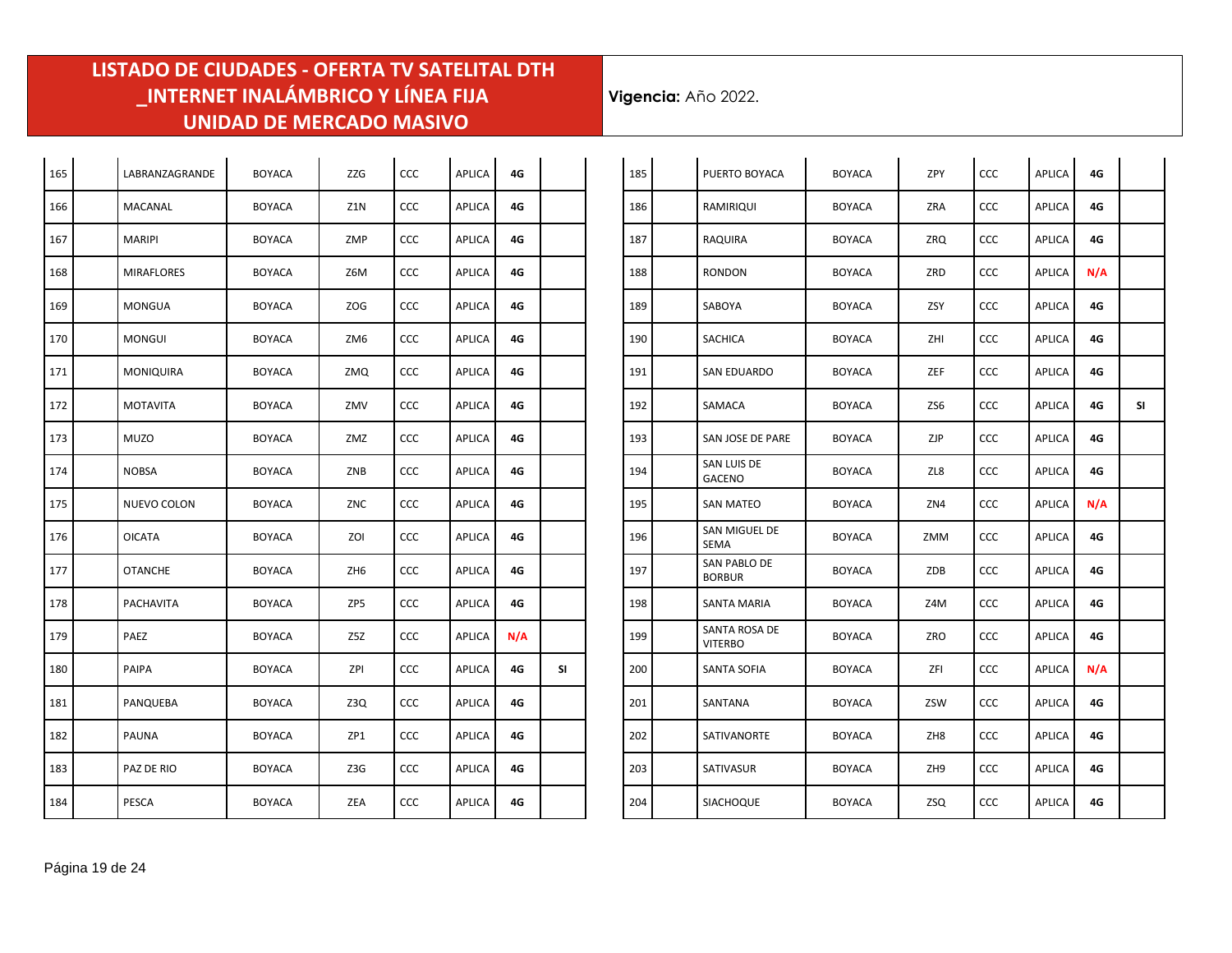# LISTADO DE CIUDADES - OFERTA TV SATELITAL DTH _INTERNET INALÁMBRICO Y LÍNEA FIJA UNIDAD DE MERCADO MASIVO

**Vigencia:** Año 2022.

| | | | | | | | | |
|---|---|---|---|---|---|---|---|---|
| 165 | | LABRANZAGRANDE | BOYACA | ZZG | CCC | APLICA | 4G | |
| 166 | | MACANAL | BOYACA | Z1N | CCC | APLICA | 4G | |
| 167 | | MARIPI | BOYACA | ZMP | CCC | APLICA | 4G | |
| 168 | | MIRAFLORES | BOYACA | Z6M | CCC | APLICA | 4G | |
| 169 | | MONGUA | BOYACA | ZOG | CCC | APLICA | 4G | |
| 170 | | MONGUI | BOYACA | ZM6 | CCC | APLICA | 4G | |
| 171 | | MONIQUIRA | BOYACA | ZMQ | CCC | APLICA | 4G | |
| 172 | | MOTAVITA | BOYACA | ZMV | CCC | APLICA | 4G | |
| 173 | | MUZO | BOYACA | ZMZ | CCC | APLICA | 4G | |
| 174 | | NOBSA | BOYACA | ZNB | CCC | APLICA | 4G | |
| 175 | | NUEVO COLON | BOYACA | ZNC | CCC | APLICA | 4G | |
| 176 | | OICATA | BOYACA | ZOI | CCC | APLICA | 4G | |
| 177 | | OTANCHE | BOYACA | ZH6 | CCC | APLICA | 4G | |
| 178 | | PACHAVITA | BOYACA | ZP5 | CCC | APLICA | 4G | |
| 179 | | PAEZ | BOYACA | Z5Z | CCC | APLICA | N/A | |
| 180 | | PAIPA | BOYACA | ZPI | CCC | APLICA | 4G | SI |
| 181 | | PANQUEBA | BOYACA | Z3Q | CCC | APLICA | 4G | |
| 182 | | PAUNA | BOYACA | ZP1 | CCC | APLICA | 4G | |
| 183 | | PAZ DE RIO | BOYACA | Z3G | CCC | APLICA | 4G | |
| 184 | | PESCA | BOYACA | ZEA | CCC | APLICA | 4G | |
| 185 | | PUERTO BOYACA | BOYACA | ZPY | CCC | APLICA | 4G | |
| 186 | | RAMIRIQUI | BOYACA | ZRA | CCC | APLICA | 4G | |
| 187 | | RAQUIRA | BOYACA | ZRQ | CCC | APLICA | 4G | |
| 188 | | RONDON | BOYACA | ZRD | CCC | APLICA | N/A | |
| 189 | | SABOYA | BOYACA | ZSY | CCC | APLICA | 4G | |
| 190 | | SACHICA | BOYACA | ZHI | CCC | APLICA | 4G | |
| 191 | | SAN EDUARDO | BOYACA | ZEF | CCC | APLICA | 4G | |
| 192 | | SAMACA | BOYACA | ZS6 | CCC | APLICA | 4G | SI |
| 193 | | SAN JOSE DE PARE | BOYACA | ZJP | CCC | APLICA | 4G | |
| 194 | | SAN LUIS DE GACENO | BOYACA | ZL8 | CCC | APLICA | 4G | |
| 195 | | SAN MATEO | BOYACA | ZN4 | CCC | APLICA | N/A | |
| 196 | | SAN MIGUEL DE SEMA | BOYACA | ZMM | CCC | APLICA | 4G | |
| 197 | | SAN PABLO DE BORBUR | BOYACA | ZDB | CCC | APLICA | 4G | |
| 198 | | SANTA MARIA | BOYACA | Z4M | CCC | APLICA | 4G | |
| 199 | | SANTA ROSA DE VITERBO | BOYACA | ZRO | CCC | APLICA | 4G | |
| 200 | | SANTA SOFIA | BOYACA | ZFI | CCC | APLICA | N/A | |
| 201 | | SANTANA | BOYACA | ZSW | CCC | APLICA | 4G | |
| 202 | | SATIVANORTE | BOYACA | ZH8 | CCC | APLICA | 4G | |
| 203 | | SATIVASUR | BOYACA | ZH9 | CCC | APLICA | 4G | |
| 204 | | SIACHOQUE | BOYACA | ZSQ | CCC | APLICA | 4G | |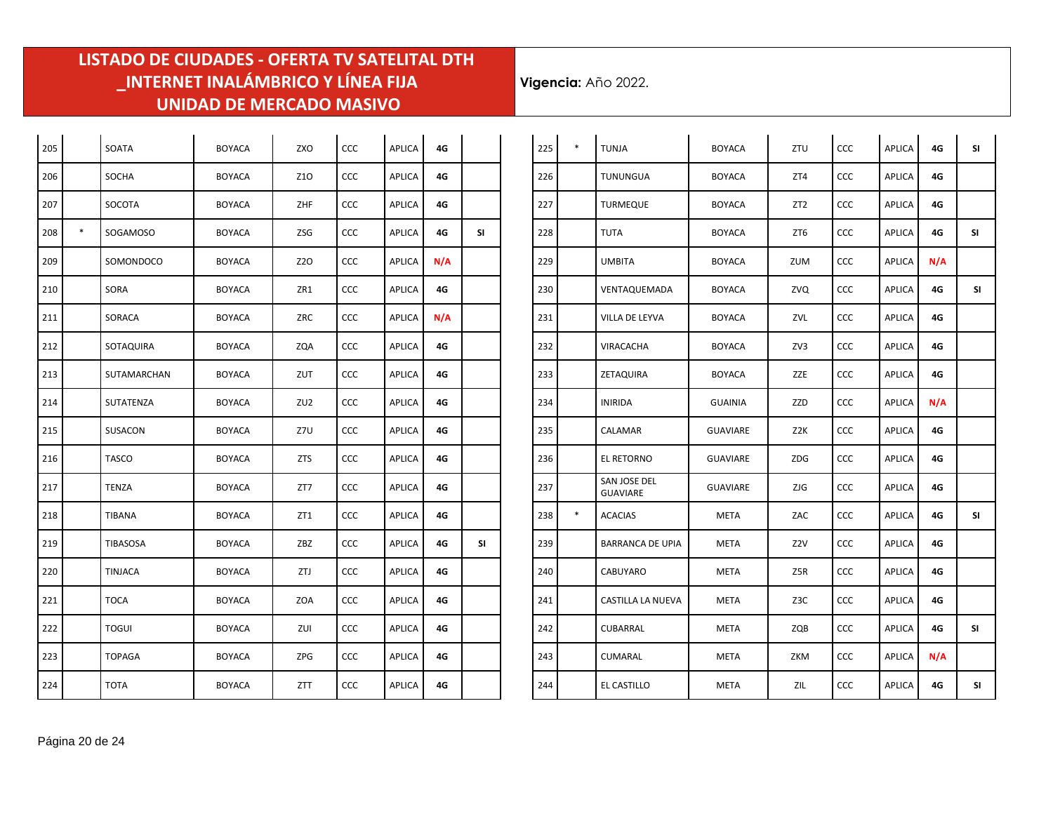## LISTADO DE CIUDADES - OFERTA TV SATELITAL DTH _INTERNET INALÁMBRICO Y LÍNEA FIJA UNIDAD DE MERCADO MASIVO

**Vigencia:** Año 2022.

| | | | | | | | | |
|---|---|---|---|---|---|---|---|---|
| 205 | | SOATA | BOYACA | ZXO | CCC | APLICA | 4G | |
| 206 | | SOCHA | BOYACA | Z1O | CCC | APLICA | 4G | |
| 207 | | SOCOTA | BOYACA | ZHF | CCC | APLICA | 4G | |
| 208 | * | SOGAMOSO | BOYACA | ZSG | CCC | APLICA | 4G | SI |
| 209 | | SOMONDOCO | BOYACA | Z2O | CCC | APLICA | N/A | |
| 210 | | SORA | BOYACA | ZR1 | CCC | APLICA | 4G | |
| 211 | | SORACA | BOYACA | ZRC | CCC | APLICA | N/A | |
| 212 | | SOTAQUIRA | BOYACA | ZQA | CCC | APLICA | 4G | |
| 213 | | SUTAMARCHAN | BOYACA | ZUT | CCC | APLICA | 4G | |
| 214 | | SUTATENZA | BOYACA | ZU2 | CCC | APLICA | 4G | |
| 215 | | SUSACON | BOYACA | Z7U | CCC | APLICA | 4G | |
| 216 | | TASCO | BOYACA | ZTS | CCC | APLICA | 4G | |
| 217 | | TENZA | BOYACA | ZT7 | CCC | APLICA | 4G | |
| 218 | | TIBANA | BOYACA | ZT1 | CCC | APLICA | 4G | |
| 219 | | TIBASOSA | BOYACA | ZBZ | CCC | APLICA | 4G | SI |
| 220 | | TINJACA | BOYACA | ZTJ | CCC | APLICA | 4G | |
| 221 | | TOCA | BOYACA | ZOA | CCC | APLICA | 4G | |
| 222 | | TOGUI | BOYACA | ZUI | CCC | APLICA | 4G | |
| 223 | | TOPAGA | BOYACA | ZPG | CCC | APLICA | 4G | |
| 224 | | TOTA | BOYACA | ZTT | CCC | APLICA | 4G | |
| 225 | * | TUNJA | BOYACA | ZTU | CCC | APLICA | 4G | SI |
| 226 | | TUNUNGUA | BOYACA | ZT4 | CCC | APLICA | 4G | |
| 227 | | TURMEQUE | BOYACA | ZT2 | CCC | APLICA | 4G | |
| 228 | | TUTA | BOYACA | ZT6 | CCC | APLICA | 4G | SI |
| 229 | | UMBITA | BOYACA | ZUM | CCC | APLICA | N/A | |
| 230 | | VENTAQUEMADA | BOYACA | ZVQ | CCC | APLICA | 4G | SI |
| 231 | | VILLA DE LEYVA | BOYACA | ZVL | CCC | APLICA | 4G | |
| 232 | | VIRACACHA | BOYACA | ZV3 | CCC | APLICA | 4G | |
| 233 | | ZETAQUIRA | BOYACA | ZZE | CCC | APLICA | 4G | |
| 234 | | INIRIDA | GUAINIA | ZZD | CCC | APLICA | N/A | |
| 235 | | CALAMAR | GUAVIARE | Z2K | CCC | APLICA | 4G | |
| 236 | | EL RETORNO | GUAVIARE | ZDG | CCC | APLICA | 4G | |
| 237 | | SAN JOSE DEL GUAVIARE | GUAVIARE | ZJG | CCC | APLICA | 4G | |
| 238 | * | ACACIAS | META | ZAC | CCC | APLICA | 4G | SI |
| 239 | | BARRANCA DE UPIA | META | Z2V | CCC | APLICA | 4G | |
| 240 | | CABUYARO | META | Z5R | CCC | APLICA | 4G | |
| 241 | | CASTILLA LA NUEVA | META | Z3C | CCC | APLICA | 4G | |
| 242 | | CUBARRAL | META | ZQB | CCC | APLICA | 4G | SI |
| 243 | | CUMARAL | META | ZKM | CCC | APLICA | N/A | |
| 244 | | EL CASTILLO | META | ZIL | CCC | APLICA | 4G | SI |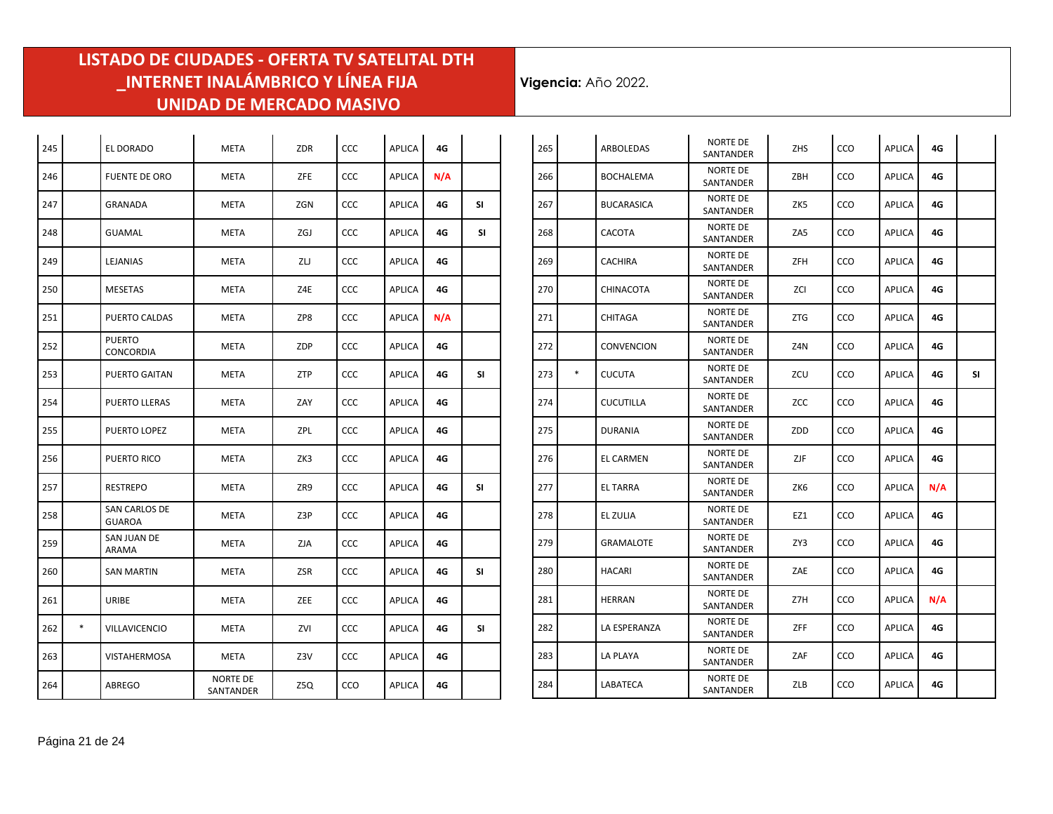# LISTADO DE CIUDADES - OFERTA TV SATELITAL DTH _INTERNET INALÁMBRICO Y LÍNEA FIJA UNIDAD DE MERCADO MASIVO

**Vigencia:** Año 2022.

| | | | | | | | | |
|---|---|---|---|---|---|---|---|---|
| 245 | | EL DORADO | META | ZDR | CCC | APLICA | 4G | |
| 246 | | FUENTE DE ORO | META | ZFE | CCC | APLICA | N/A | |
| 247 | | GRANADA | META | ZGN | CCC | APLICA | 4G | SI |
| 248 | | GUAMAL | META | ZGJ | CCC | APLICA | 4G | SI |
| 249 | | LEJANIAS | META | ZLJ | CCC | APLICA | 4G | |
| 250 | | MESETAS | META | Z4E | CCC | APLICA | 4G | |
| 251 | | PUERTO CALDAS | META | ZP8 | CCC | APLICA | N/A | |
| 252 | | PUERTO CONCORDIA | META | ZDP | CCC | APLICA | 4G | |
| 253 | | PUERTO GAITAN | META | ZTP | CCC | APLICA | 4G | SI |
| 254 | | PUERTO LLERAS | META | ZAY | CCC | APLICA | 4G | |
| 255 | | PUERTO LOPEZ | META | ZPL | CCC | APLICA | 4G | |
| 256 | | PUERTO RICO | META | ZK3 | CCC | APLICA | 4G | |
| 257 | | RESTREPO | META | ZR9 | CCC | APLICA | 4G | SI |
| 258 | | SAN CARLOS DE GUAROA | META | Z3P | CCC | APLICA | 4G | |
| 259 | | SAN JUAN DE ARAMA | META | ZJA | CCC | APLICA | 4G | |
| 260 | | SAN MARTIN | META | ZSR | CCC | APLICA | 4G | SI |
| 261 | | URIBE | META | ZEE | CCC | APLICA | 4G | |
| 262 | * | VILLAVICENCIO | META | ZVI | CCC | APLICA | 4G | SI |
| 263 | | VISTAHERMOSA | META | Z3V | CCC | APLICA | 4G | |
| 264 | | ABREGO | NORTE DE SANTANDER | Z5Q | CCO | APLICA | 4G | |
| 265 | | ARBOLEDAS | NORTE DE SANTANDER | ZHS | CCO | APLICA | 4G | |
| 266 | | BOCHALEMA | NORTE DE SANTANDER | ZBH | CCO | APLICA | 4G | |
| 267 | | BUCARASICA | NORTE DE SANTANDER | ZK5 | CCO | APLICA | 4G | |
| 268 | | CACOTA | NORTE DE SANTANDER | ZA5 | CCO | APLICA | 4G | |
| 269 | | CACHIRA | NORTE DE SANTANDER | ZFH | CCO | APLICA | 4G | |
| 270 | | CHINACOTA | NORTE DE SANTANDER | ZCI | CCO | APLICA | 4G | |
| 271 | | CHITAGA | NORTE DE SANTANDER | ZTG | CCO | APLICA | 4G | |
| 272 | | CONVENCION | NORTE DE SANTANDER | Z4N | CCO | APLICA | 4G | |
| 273 | * | CUCUTA | NORTE DE SANTANDER | ZCU | CCO | APLICA | 4G | SI |
| 274 | | CUCUTILLA | NORTE DE SANTANDER | ZCC | CCO | APLICA | 4G | |
| 275 | | DURANIA | NORTE DE SANTANDER | ZDD | CCO | APLICA | 4G | |
| 276 | | EL CARMEN | NORTE DE SANTANDER | ZJF | CCO | APLICA | 4G | |
| 277 | | EL TARRA | NORTE DE SANTANDER | ZK6 | CCO | APLICA | N/A | |
| 278 | | EL ZULIA | NORTE DE SANTANDER | EZ1 | CCO | APLICA | 4G | |
| 279 | | GRAMALOTE | NORTE DE SANTANDER | ZY3 | CCO | APLICA | 4G | |
| 280 | | HACARI | NORTE DE SANTANDER | ZAE | CCO | APLICA | 4G | |
| 281 | | HERRAN | NORTE DE SANTANDER | Z7H | CCO | APLICA | N/A | |
| 282 | | LA ESPERANZA | NORTE DE SANTANDER | ZFF | CCO | APLICA | 4G | |
| 283 | | LA PLAYA | NORTE DE SANTANDER | ZAF | CCO | APLICA | 4G | |
| 284 | | LABATECA | NORTE DE SANTANDER | ZLB | CCO | APLICA | 4G | |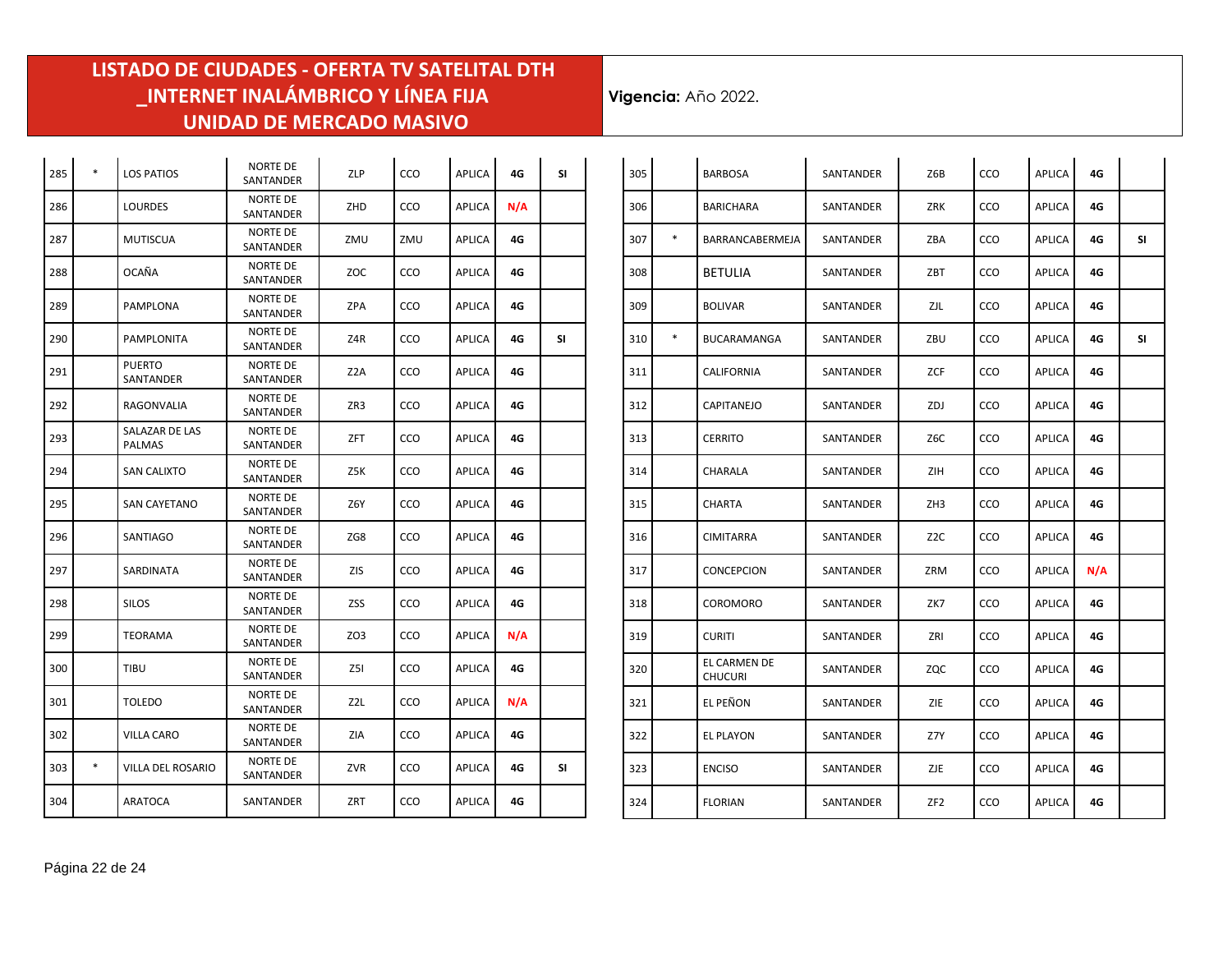# LISTADO DE CIUDADES - OFERTA TV SATELITAL DTH _INTERNET INALÁMBRICO Y LÍNEA FIJA UNIDAD DE MERCADO MASIVO

**Vigencia:** Año 2022.

| | | | | | | | | |
|---|---|---|---|---|---|---|---|---|
| 285 | * | LOS PATIOS | NORTE DE SANTANDER | ZLP | CCO | APLICA | 4G | SI |
| 286 | | LOURDES | NORTE DE SANTANDER | ZHD | CCO | APLICA | N/A | |
| 287 | | MUTISCUA | NORTE DE SANTANDER | ZMU | ZMU | APLICA | 4G | |
| 288 | | OCAÑA | NORTE DE SANTANDER | ZOC | CCO | APLICA | 4G | |
| 289 | | PAMPLONA | NORTE DE SANTANDER | ZPA | CCO | APLICA | 4G | |
| 290 | | PAMPLONITA | NORTE DE SANTANDER | Z4R | CCO | APLICA | 4G | SI |
| 291 | | PUERTO SANTANDER | NORTE DE SANTANDER | Z2A | CCO | APLICA | 4G | |
| 292 | | RAGONVALIA | NORTE DE SANTANDER | ZR3 | CCO | APLICA | 4G | |
| 293 | | SALAZAR DE LAS PALMAS | NORTE DE SANTANDER | ZFT | CCO | APLICA | 4G | |
| 294 | | SAN CALIXTO | NORTE DE SANTANDER | Z5K | CCO | APLICA | 4G | |
| 295 | | SAN CAYETANO | NORTE DE SANTANDER | Z6Y | CCO | APLICA | 4G | |
| 296 | | SANTIAGO | NORTE DE SANTANDER | ZG8 | CCO | APLICA | 4G | |
| 297 | | SARDINATA | NORTE DE SANTANDER | ZIS | CCO | APLICA | 4G | |
| 298 | | SILOS | NORTE DE SANTANDER | ZSS | CCO | APLICA | 4G | |
| 299 | | TEORAMA | NORTE DE SANTANDER | ZO3 | CCO | APLICA | N/A | |
| 300 | | TIBU | NORTE DE SANTANDER | Z5I | CCO | APLICA | 4G | |
| 301 | | TOLEDO | NORTE DE SANTANDER | Z2L | CCO | APLICA | N/A | |
| 302 | | VILLA CARO | NORTE DE SANTANDER | ZIA | CCO | APLICA | 4G | |
| 303 | * | VILLA DEL ROSARIO | NORTE DE SANTANDER | ZVR | CCO | APLICA | 4G | SI |
| 304 | | ARATOCA | SANTANDER | ZRT | CCO | APLICA | 4G | |
| 305 | | BARBOSA | SANTANDER | Z6B | CCO | APLICA | 4G | |
| 306 | | BARICHARA | SANTANDER | ZRK | CCO | APLICA | 4G | |
| 307 | * | BARRANCABERMEJA | SANTANDER | ZBA | CCO | APLICA | 4G | SI |
| 308 | | BETULIA | SANTANDER | ZBT | CCO | APLICA | 4G | |
| 309 | | BOLIVAR | SANTANDER | ZJL | CCO | APLICA | 4G | |
| 310 | * | BUCARAMANGA | SANTANDER | ZBU | CCO | APLICA | 4G | SI |
| 311 | | CALIFORNIA | SANTANDER | ZCF | CCO | APLICA | 4G | |
| 312 | | CAPITANEJO | SANTANDER | ZDJ | CCO | APLICA | 4G | |
| 313 | | CERRITO | SANTANDER | Z6C | CCO | APLICA | 4G | |
| 314 | | CHARALA | SANTANDER | ZIH | CCO | APLICA | 4G | |
| 315 | | CHARTA | SANTANDER | ZH3 | CCO | APLICA | 4G | |
| 316 | | CIMITARRA | SANTANDER | Z2C | CCO | APLICA | 4G | |
| 317 | | CONCEPCION | SANTANDER | ZRM | CCO | APLICA | N/A | |
| 318 | | COROMORO | SANTANDER | ZK7 | CCO | APLICA | 4G | |
| 319 | | CURITI | SANTANDER | ZRI | CCO | APLICA | 4G | |
| 320 | | EL CARMEN DE CHUCURI | SANTANDER | ZQC | CCO | APLICA | 4G | |
| 321 | | EL PEÑON | SANTANDER | ZIE | CCO | APLICA | 4G | |
| 322 | | EL PLAYON | SANTANDER | Z7Y | CCO | APLICA | 4G | |
| 323 | | ENCISO | SANTANDER | ZJE | CCO | APLICA | 4G | |
| 324 | | FLORIAN | SANTANDER | ZF2 | CCO | APLICA | 4G | |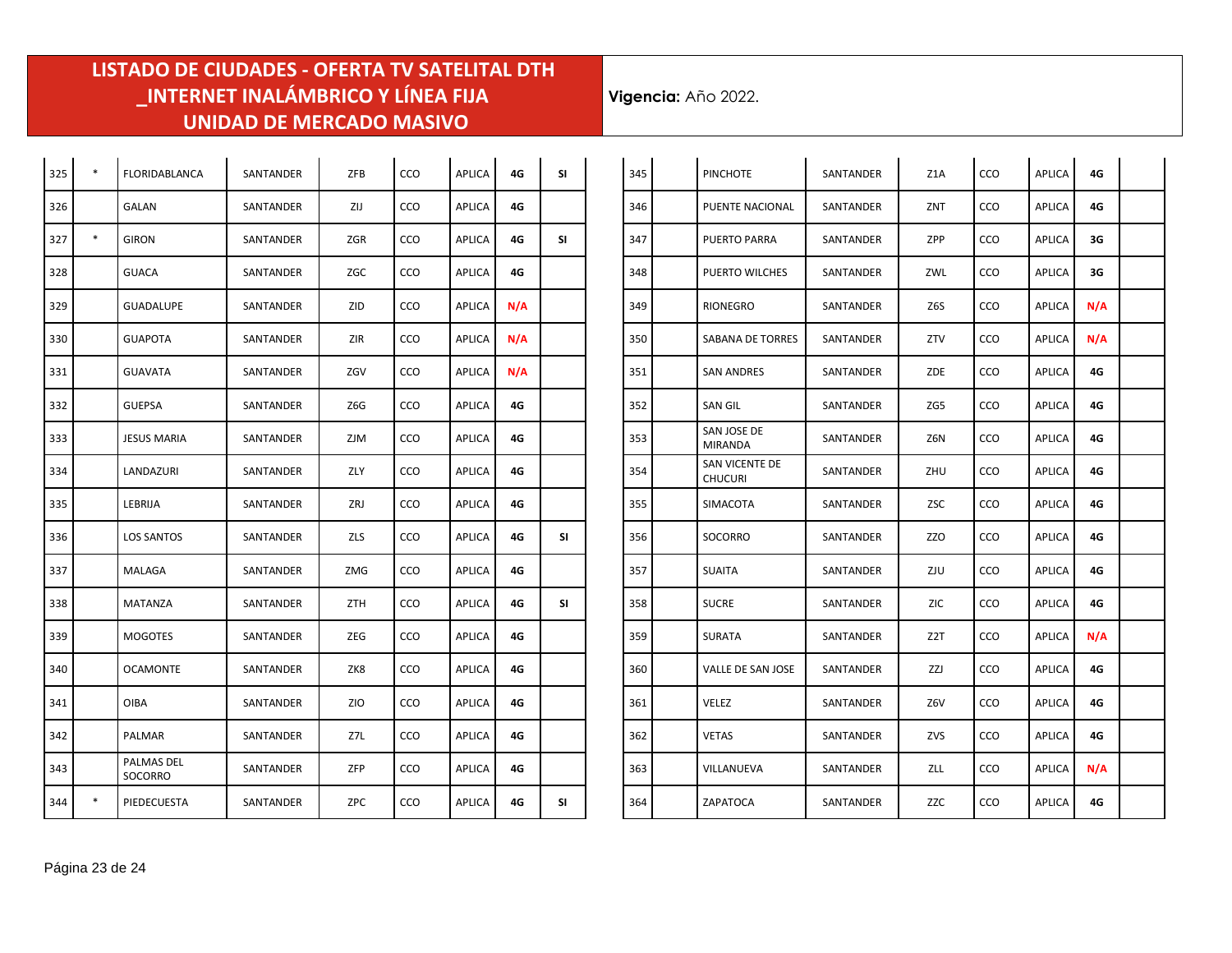# LISTADO DE CIUDADES - OFERTA TV SATELITAL DTH _INTERNET INALÁMBRICO Y LÍNEA FIJA UNIDAD DE MERCADO MASIVO

**Vigencia:** Año 2022.

| | | | | | | | | |
|---|---|---|---|---|---|---|---|---|
| 325 | * | FLORIDABLANCA | SANTANDER | ZFB | CCO | APLICA | 4G | SI |
| 326 | | GALAN | SANTANDER | ZIJ | CCO | APLICA | 4G | |
| 327 | * | GIRON | SANTANDER | ZGR | CCO | APLICA | 4G | SI |
| 328 | | GUACA | SANTANDER | ZGC | CCO | APLICA | 4G | |
| 329 | | GUADALUPE | SANTANDER | ZID | CCO | APLICA | N/A | |
| 330 | | GUAPOTA | SANTANDER | ZIR | CCO | APLICA | N/A | |
| 331 | | GUAVATA | SANTANDER | ZGV | CCO | APLICA | N/A | |
| 332 | | GUEPSA | SANTANDER | Z6G | CCO | APLICA | 4G | |
| 333 | | JESUS MARIA | SANTANDER | ZJM | CCO | APLICA | 4G | |
| 334 | | LANDAZURI | SANTANDER | ZLY | CCO | APLICA | 4G | |
| 335 | | LEBRIJA | SANTANDER | ZRJ | CCO | APLICA | 4G | |
| 336 | | LOS SANTOS | SANTANDER | ZLS | CCO | APLICA | 4G | SI |
| 337 | | MALAGA | SANTANDER | ZMG | CCO | APLICA | 4G | |
| 338 | | MATANZA | SANTANDER | ZTH | CCO | APLICA | 4G | SI |
| 339 | | MOGOTES | SANTANDER | ZEG | CCO | APLICA | 4G | |
| 340 | | OCAMONTE | SANTANDER | ZK8 | CCO | APLICA | 4G | |
| 341 | | OIBA | SANTANDER | ZIO | CCO | APLICA | 4G | |
| 342 | | PALMAR | SANTANDER | Z7L | CCO | APLICA | 4G | |
| 343 | | PALMAS DEL SOCORRO | SANTANDER | ZFP | CCO | APLICA | 4G | |
| 344 | * | PIEDECUESTA | SANTANDER | ZPC | CCO | APLICA | 4G | SI |
| 345 | | PINCHOTE | SANTANDER | Z1A | CCO | APLICA | 4G | |
| 346 | | PUENTE NACIONAL | SANTANDER | ZNT | CCO | APLICA | 4G | |
| 347 | | PUERTO PARRA | SANTANDER | ZPP | CCO | APLICA | 3G | |
| 348 | | PUERTO WILCHES | SANTANDER | ZWL | CCO | APLICA | 3G | |
| 349 | | RIONEGRO | SANTANDER | Z6S | CCO | APLICA | N/A | |
| 350 | | SABANA DE TORRES | SANTANDER | ZTV | CCO | APLICA | N/A | |
| 351 | | SAN ANDRES | SANTANDER | ZDE | CCO | APLICA | 4G | |
| 352 | | SAN GIL | SANTANDER | ZG5 | CCO | APLICA | 4G | |
| 353 | | SAN JOSE DE MIRANDA | SANTANDER | Z6N | CCO | APLICA | 4G | |
| 354 | | SAN VICENTE DE CHUCURI | SANTANDER | ZHU | CCO | APLICA | 4G | |
| 355 | | SIMACOTA | SANTANDER | ZSC | CCO | APLICA | 4G | |
| 356 | | SOCORRO | SANTANDER | ZZO | CCO | APLICA | 4G | |
| 357 | | SUAITA | SANTANDER | ZJU | CCO | APLICA | 4G | |
| 358 | | SUCRE | SANTANDER | ZIC | CCO | APLICA | 4G | |
| 359 | | SURATA | SANTANDER | Z2T | CCO | APLICA | N/A | |
| 360 | | VALLE DE SAN JOSE | SANTANDER | ZZJ | CCO | APLICA | 4G | |
| 361 | | VELEZ | SANTANDER | Z6V | CCO | APLICA | 4G | |
| 362 | | VETAS | SANTANDER | ZVS | CCO | APLICA | 4G | |
| 363 | | VILLANUEVA | SANTANDER | ZLL | CCO | APLICA | N/A | |
| 364 | | ZAPATOCA | SANTANDER | ZZC | CCO | APLICA | 4G | |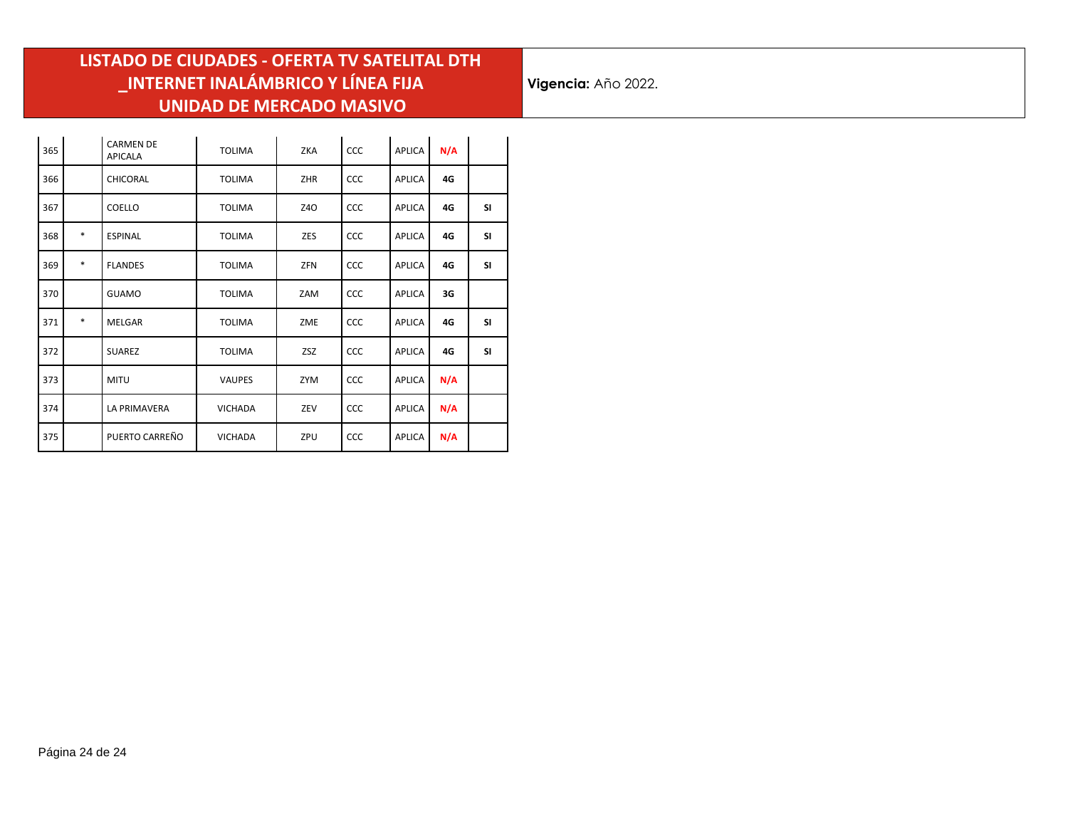# LISTADO DE CIUDADES - OFERTA TV SATELITAL DTH _INTERNET INALÁMBRICO Y LÍNEA FIJA UNIDAD DE MERCADO MASIVO

**Vigencia:** Año 2022.

| | | | | | | | | |
|---|---|---|---|---|---|---|---|---|
| 365 | | CARMEN DE APICALA | TOLIMA | ZKA | CCC | APLICA | N/A | |
| 366 | | CHICORAL | TOLIMA | ZHR | CCC | APLICA | 4G | |
| 367 | | COELLO | TOLIMA | Z4O | CCC | APLICA | 4G | SI |
| 368 | * | ESPINAL | TOLIMA | ZES | CCC | APLICA | 4G | SI |
| 369 | * | FLANDES | TOLIMA | ZFN | CCC | APLICA | 4G | SI |
| 370 | | GUAMO | TOLIMA | ZAM | CCC | APLICA | 3G | |
| 371 | * | MELGAR | TOLIMA | ZME | CCC | APLICA | 4G | SI |
| 372 | | SUAREZ | TOLIMA | ZSZ | CCC | APLICA | 4G | SI |
| 373 | | MITU | VAUPES | ZYM | CCC | APLICA | N/A | |
| 374 | | LA PRIMAVERA | VICHADA | ZEV | CCC | APLICA | N/A | |
| 375 | | PUERTO CARREÑO | VICHADA | ZPU | CCC | APLICA | N/A | |